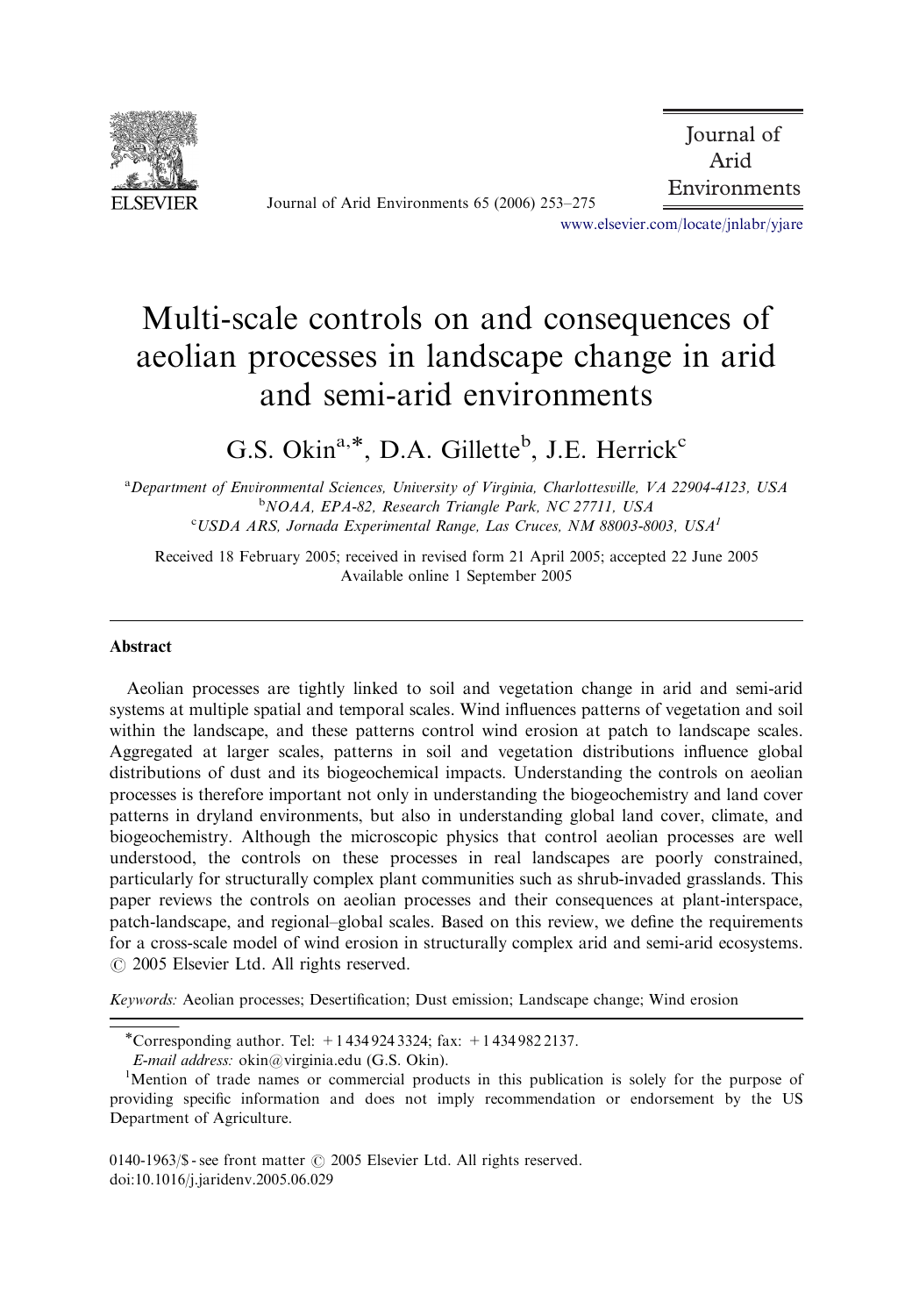# Multi-scale controls on and consequences of aeolian processes in landscape change in arid and semi-arid environments

G.S. Okin[a,*], D.A. Gillette[b], J.E. Herrick[c]

[a]Department of Environmental Sciences, University of Virginia, Charlottesville, VA 22904-4123, USA
[b]NOAA, EPA-82, Research Triangle Park, NC 27711, USA
[c]USDA ARS, Jornada Experimental Range, Las Cruces, NM 88003-8003, USA[1]

Received 18 February 2005; received in revised form 21 April 2005; accepted 22 June 2005
Available online 1 September 2005

## Abstract

Aeolian processes are tightly linked to soil and vegetation change in arid and semi-arid systems at multiple spatial and temporal scales. Wind influences patterns of vegetation and soil within the landscape, and these patterns control wind erosion at patch to landscape scales. Aggregated at larger scales, patterns in soil and vegetation distributions influence global distributions of dust and its biogeochemical impacts. Understanding the controls on aeolian processes is therefore important not only in understanding the biogeochemistry and land cover patterns in dryland environments, but also in understanding global land cover, climate, and biogeochemistry. Although the microscopic physics that control aeolian processes are well understood, the controls on these processes in real landscapes are poorly constrained, particularly for structurally complex plant communities such as shrub-invaded grasslands. This paper reviews the controls on aeolian processes and their consequences at plant-interspace, patch-landscape, and regional–global scales. Based on this review, we define the requirements for a cross-scale model of wind erosion in structurally complex arid and semi-arid ecosystems.
© 2005 Elsevier Ltd. All rights reserved.

*Keywords:* Aeolian processes; Desertification; Dust emission; Landscape change; Wind erosion

*Corresponding author. Tel: +1 434 924 3324; fax: +1 434 982 2137.
*E-mail address:* okin@virginia.edu (G.S. Okin).

[1]Mention of trade names or commercial products in this publication is solely for the purpose of providing specific information and does not imply recommendation or endorsement by the US Department of Agriculture.

0140-1963/$ - see front matter © 2005 Elsevier Ltd. All rights reserved.
doi:10.1016/j.jaridenv.2005.06.029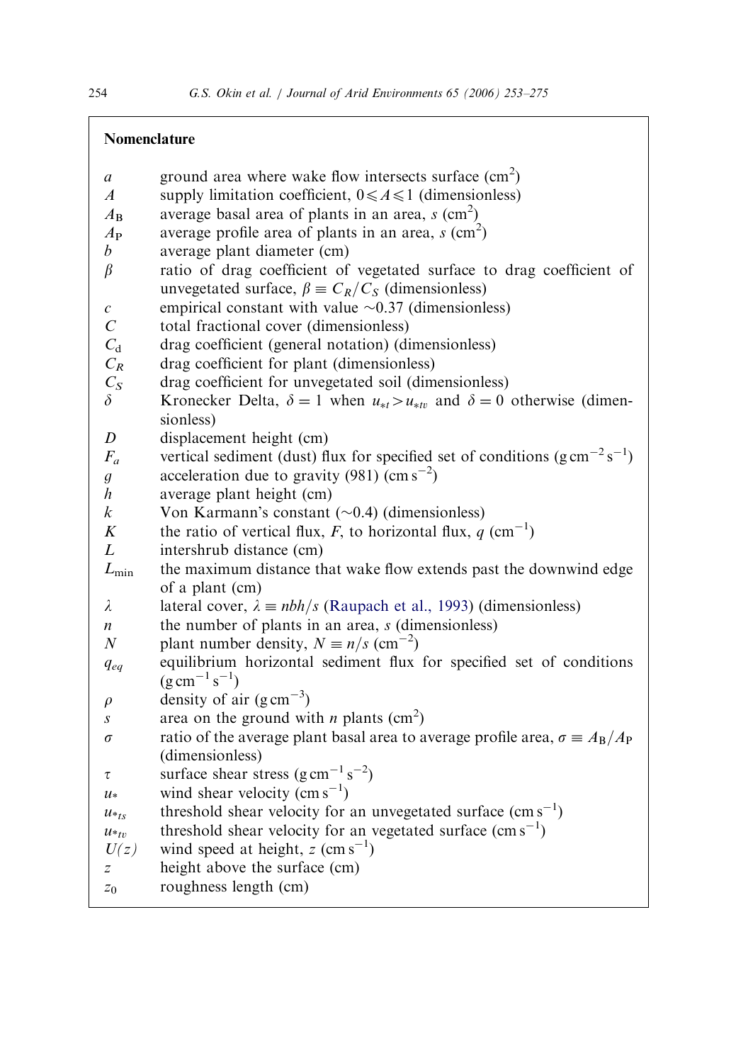## Nomenclature

| | |
|---|---|
| $a$ | ground area where wake flow intersects surface ($\text{cm}^2$) |
| $A$ | supply limitation coefficient, $0 \leqslant A \leqslant 1$ (dimensionless) |
| $A_\text{B}$ | average basal area of plants in an area, $s$ ($\text{cm}^2$) |
| $A_\text{P}$ | average profile area of plants in an area, $s$ ($\text{cm}^2$) |
| $b$ | average plant diameter (cm) |
| $\beta$ | ratio of drag coefficient of vegetated surface to drag coefficient of unvegetated surface, $\beta \equiv C_R/C_S$ (dimensionless) |
| $c$ | empirical constant with value $\sim$0.37 (dimensionless) |
| $C$ | total fractional cover (dimensionless) |
| $C_\text{d}$ | drag coefficient (general notation) (dimensionless) |
| $C_R$ | drag coefficient for plant (dimensionless) |
| $C_S$ | drag coefficient for unvegetated soil (dimensionless) |
| $\delta$ | Kronecker Delta, $\delta = 1$ when $u_{*t} > u_{*tv}$ and $\delta = 0$ otherwise (dimensionless) |
| $D$ | displacement height (cm) |
| $F_a$ | vertical sediment (dust) flux for specified set of conditions ($\text{g}\,\text{cm}^{-2}\,\text{s}^{-1}$) |
| $g$ | acceleration due to gravity (981) ($\text{cm}\,\text{s}^{-2}$) |
| $h$ | average plant height (cm) |
| $k$ | Von Karmann's constant ($\sim$0.4) (dimensionless) |
| $K$ | the ratio of vertical flux, $F$, to horizontal flux, $q$ ($\text{cm}^{-1}$) |
| $L$ | intershrub distance (cm) |
| $L_\text{min}$ | the maximum distance that wake flow extends past the downwind edge of a plant (cm) |
| $\lambda$ | lateral cover, $\lambda \equiv nbh/s$ (Raupach et al., 1993) (dimensionless) |
| $n$ | the number of plants in an area, $s$ (dimensionless) |
| $N$ | plant number density, $N \equiv n/s$ ($\text{cm}^{-2}$) |
| $q_{eq}$ | equilibrium horizontal sediment flux for specified set of conditions ($\text{g}\,\text{cm}^{-1}\,\text{s}^{-1}$) |
| $\rho$ | density of air ($\text{g}\,\text{cm}^{-3}$) |
| $s$ | area on the ground with $n$ plants ($\text{cm}^2$) |
| $\sigma$ | ratio of the average plant basal area to average profile area, $\sigma \equiv A_\text{B}/A_\text{P}$ (dimensionless) |
| $\tau$ | surface shear stress ($\text{g}\,\text{cm}^{-1}\,\text{s}^{-2}$) |
| $u_*$ | wind shear velocity ($\text{cm}\,\text{s}^{-1}$) |
| $u_{*ts}$ | threshold shear velocity for an unvegetated surface ($\text{cm}\,\text{s}^{-1}$) |
| $u_{*tv}$ | threshold shear velocity for an vegetated surface ($\text{cm}\,\text{s}^{-1}$) |
| $U(z)$ | wind speed at height, $z$ ($\text{cm}\,\text{s}^{-1}$) |
| $z$ | height above the surface (cm) |
| $z_0$ | roughness length (cm) |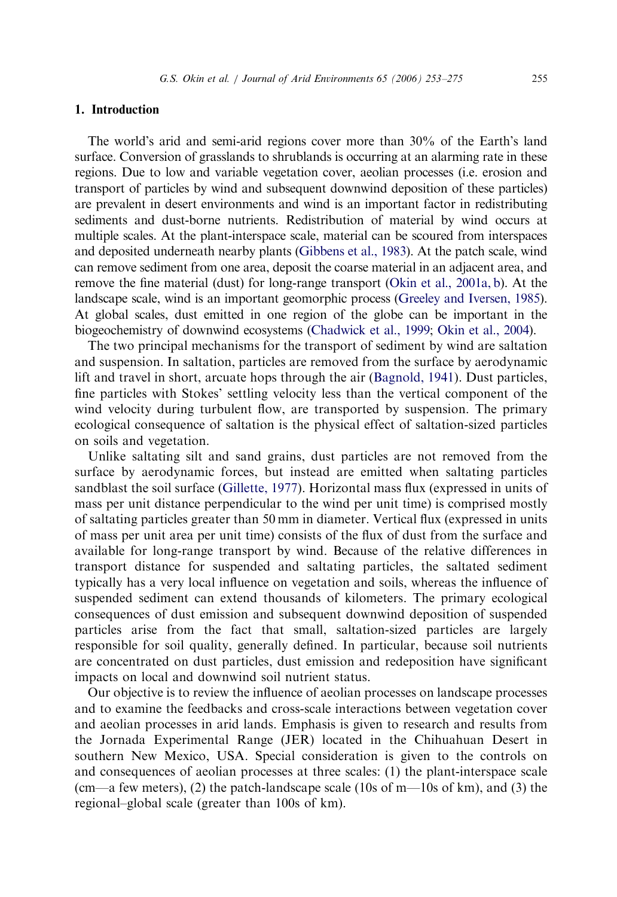## 1. Introduction

The world's arid and semi-arid regions cover more than 30% of the Earth's land surface. Conversion of grasslands to shrublands is occurring at an alarming rate in these regions. Due to low and variable vegetation cover, aeolian processes (i.e. erosion and transport of particles by wind and subsequent downwind deposition of these particles) are prevalent in desert environments and wind is an important factor in redistributing sediments and dust-borne nutrients. Redistribution of material by wind occurs at multiple scales. At the plant-interspace scale, material can be scoured from interspaces and deposited underneath nearby plants (Gibbens et al., 1983). At the patch scale, wind can remove sediment from one area, deposit the coarse material in an adjacent area, and remove the fine material (dust) for long-range transport (Okin et al., 2001a, b). At the landscape scale, wind is an important geomorphic process (Greeley and Iversen, 1985). At global scales, dust emitted in one region of the globe can be important in the biogeochemistry of downwind ecosystems (Chadwick et al., 1999; Okin et al., 2004).

The two principal mechanisms for the transport of sediment by wind are saltation and suspension. In saltation, particles are removed from the surface by aerodynamic lift and travel in short, arcuate hops through the air (Bagnold, 1941). Dust particles, fine particles with Stokes' settling velocity less than the vertical component of the wind velocity during turbulent flow, are transported by suspension. The primary ecological consequence of saltation is the physical effect of saltation-sized particles on soils and vegetation.

Unlike saltating silt and sand grains, dust particles are not removed from the surface by aerodynamic forces, but instead are emitted when saltating particles sandblast the soil surface (Gillette, 1977). Horizontal mass flux (expressed in units of mass per unit distance perpendicular to the wind per unit time) is comprised mostly of saltating particles greater than 50 mm in diameter. Vertical flux (expressed in units of mass per unit area per unit time) consists of the flux of dust from the surface and available for long-range transport by wind. Because of the relative differences in transport distance for suspended and saltating particles, the saltated sediment typically has a very local influence on vegetation and soils, whereas the influence of suspended sediment can extend thousands of kilometers. The primary ecological consequences of dust emission and subsequent downwind deposition of suspended particles arise from the fact that small, saltation-sized particles are largely responsible for soil quality, generally defined. In particular, because soil nutrients are concentrated on dust particles, dust emission and redeposition have significant impacts on local and downwind soil nutrient status.

Our objective is to review the influence of aeolian processes on landscape processes and to examine the feedbacks and cross-scale interactions between vegetation cover and aeolian processes in arid lands. Emphasis is given to research and results from the Jornada Experimental Range (JER) located in the Chihuahuan Desert in southern New Mexico, USA. Special consideration is given to the controls on and consequences of aeolian processes at three scales: (1) the plant-interspace scale (cm—a few meters), (2) the patch-landscape scale (10s of m—10s of km), and (3) the regional–global scale (greater than 100s of km).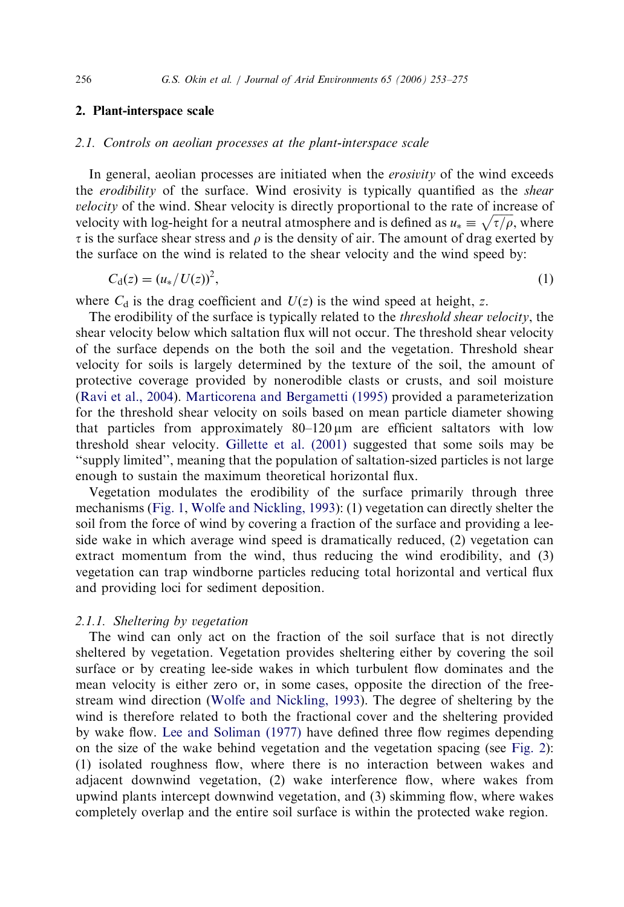## 2. Plant-interspace scale

### 2.1. Controls on aeolian processes at the plant-interspace scale

In general, aeolian processes are initiated when the *erosivity* of the wind exceeds the *erodibility* of the surface. Wind erosivity is typically quantified as the *shear velocity* of the wind. Shear velocity is directly proportional to the rate of increase of velocity with log-height for a neutral atmosphere and is defined as $u_* \equiv \sqrt{\tau/\rho}$, where $\tau$ is the surface shear stress and $\rho$ is the density of air. The amount of drag exerted by the surface on the wind is related to the shear velocity and the wind speed by:

$$C_d(z) = (u_*/U(z))^2, \tag{1}$$

where $C_d$ is the drag coefficient and $U(z)$ is the wind speed at height, $z$.

The erodibility of the surface is typically related to the *threshold shear velocity*, the shear velocity below which saltation flux will not occur. The threshold shear velocity of the surface depends on the both the soil and the vegetation. Threshold shear velocity for soils is largely determined by the texture of the soil, the amount of protective coverage provided by nonerodible clasts or crusts, and soil moisture (Ravi et al., 2004). Marticorena and Bergametti (1995) provided a parameterization for the threshold shear velocity on soils based on mean particle diameter showing that particles from approximately 80–120 μm are efficient saltators with low threshold shear velocity. Gillette et al. (2001) suggested that some soils may be "supply limited", meaning that the population of saltation-sized particles is not large enough to sustain the maximum theoretical horizontal flux.

Vegetation modulates the erodibility of the surface primarily through three mechanisms (Fig. 1, Wolfe and Nickling, 1993): (1) vegetation can directly shelter the soil from the force of wind by covering a fraction of the surface and providing a lee-side wake in which average wind speed is dramatically reduced, (2) vegetation can extract momentum from the wind, thus reducing the wind erodibility, and (3) vegetation can trap windborne particles reducing total horizontal and vertical flux and providing loci for sediment deposition.

#### 2.1.1. Sheltering by vegetation

The wind can only act on the fraction of the soil surface that is not directly sheltered by vegetation. Vegetation provides sheltering either by covering the soil surface or by creating lee-side wakes in which turbulent flow dominates and the mean velocity is either zero or, in some cases, opposite the direction of the free-stream wind direction (Wolfe and Nickling, 1993). The degree of sheltering by the wind is therefore related to both the fractional cover and the sheltering provided by wake flow. Lee and Soliman (1977) have defined three flow regimes depending on the size of the wake behind vegetation and the vegetation spacing (see Fig. 2): (1) isolated roughness flow, where there is no interaction between wakes and adjacent downwind vegetation, (2) wake interference flow, where wakes from upwind plants intercept downwind vegetation, and (3) skimming flow, where wakes completely overlap and the entire soil surface is within the protected wake region.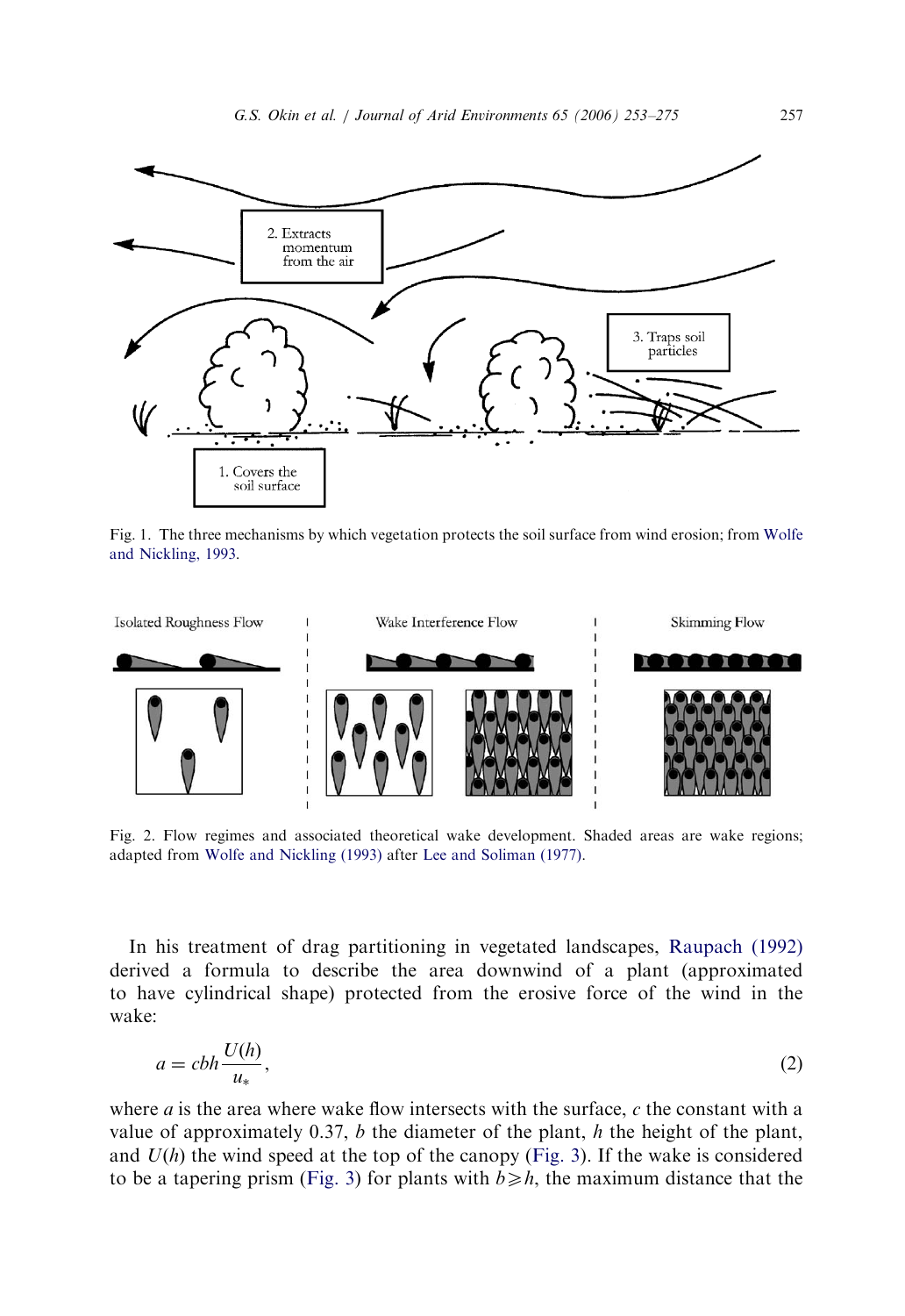Fig. 1. The three mechanisms by which vegetation protects the soil surface from wind erosion; from Wolfe and Nickling, 1993.

Fig. 2. Flow regimes and associated theoretical wake development. Shaded areas are wake regions; adapted from Wolfe and Nickling (1993) after Lee and Soliman (1977).

In his treatment of drag partitioning in vegetated landscapes, Raupach (1992) derived a formula to describe the area downwind of a plant (approximated to have cylindrical shape) protected from the erosive force of the wind in the wake:

$$a = cbh\frac{U(h)}{u_*}, \tag{2}$$

where $a$ is the area where wake flow intersects with the surface, $c$ the constant with a value of approximately 0.37, $b$ the diameter of the plant, $h$ the height of the plant, and $U(h)$ the wind speed at the top of the canopy (Fig. 3). If the wake is considered to be a tapering prism (Fig. 3) for plants with $b \geqslant h$, the maximum distance that the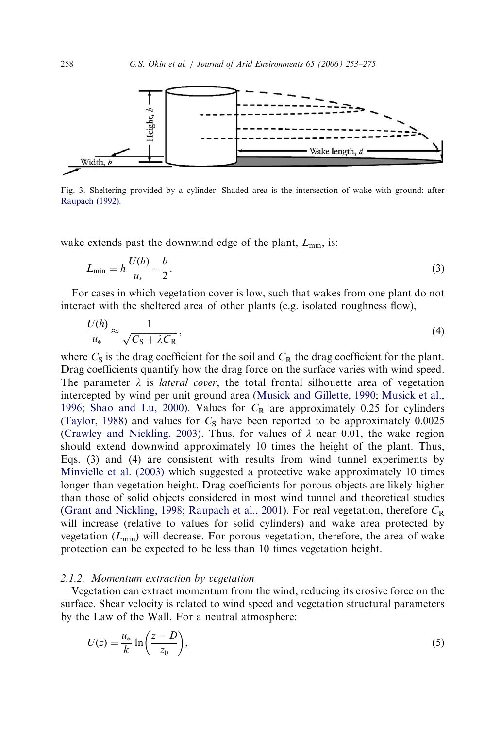Fig. 3. Sheltering provided by a cylinder. Shaded area is the intersection of wake with ground; after Raupach (1992).

wake extends past the downwind edge of the plant, $L_{\min}$, is:

$$L_{\min} = h\frac{U(h)}{u_*} - \frac{b}{2}. \tag{3}$$

For cases in which vegetation cover is low, such that wakes from one plant do not interact with the sheltered area of other plants (e.g. isolated roughness flow),

$$\frac{U(h)}{u_*} \approx \frac{1}{\sqrt{C_S + \lambda C_R}}, \tag{4}$$

where $C_S$ is the drag coefficient for the soil and $C_R$ the drag coefficient for the plant. Drag coefficients quantify how the drag force on the surface varies with wind speed. The parameter $\lambda$ is *lateral cover*, the total frontal silhouette area of vegetation intercepted by wind per unit ground area (Musick and Gillette, 1990; Musick et al., 1996; Shao and Lu, 2000). Values for $C_R$ are approximately 0.25 for cylinders (Taylor, 1988) and values for $C_S$ have been reported to be approximately 0.0025 (Crawley and Nickling, 2003). Thus, for values of $\lambda$ near 0.01, the wake region should extend downwind approximately 10 times the height of the plant. Thus, Eqs. (3) and (4) are consistent with results from wind tunnel experiments by Minvielle et al. (2003) which suggested a protective wake approximately 10 times longer than vegetation height. Drag coefficients for porous objects are likely higher than those of solid objects considered in most wind tunnel and theoretical studies (Grant and Nickling, 1998; Raupach et al., 2001). For real vegetation, therefore $C_R$ will increase (relative to values for solid cylinders) and wake area protected by vegetation ($L_{\min}$) will decrease. For porous vegetation, therefore, the area of wake protection can be expected to be less than 10 times vegetation height.

#### 2.1.2. *Momentum extraction by vegetation*

Vegetation can extract momentum from the wind, reducing its erosive force on the surface. Shear velocity is related to wind speed and vegetation structural parameters by the Law of the Wall. For a neutral atmosphere:

$$U(z) = \frac{u_*}{k}\ln\left(\frac{z - D}{z_0}\right), \tag{5}$$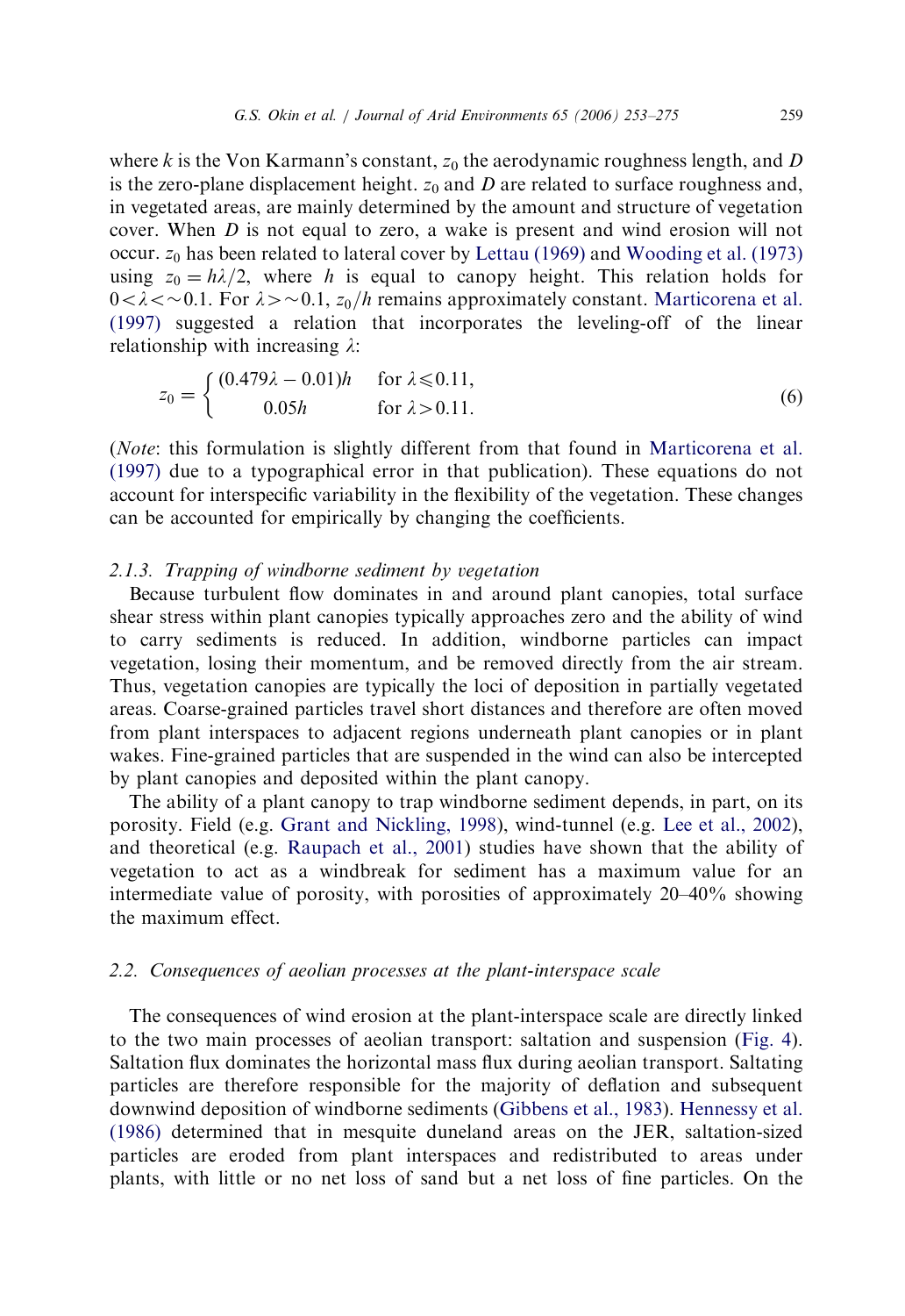where $k$ is the Von Karmann's constant, $z_0$ the aerodynamic roughness length, and $D$ is the zero-plane displacement height. $z_0$ and $D$ are related to surface roughness and, in vegetated areas, are mainly determined by the amount and structure of vegetation cover. When $D$ is not equal to zero, a wake is present and wind erosion will not occur. $z_0$ has been related to lateral cover by Lettau (1969) and Wooding et al. (1973) using $z_0 = h\lambda/2$, where $h$ is equal to canopy height. This relation holds for $0 < \lambda < \sim 0.1$. For $\lambda > \sim 0.1$, $z_0/h$ remains approximately constant. Marticorena et al. (1997) suggested a relation that incorporates the leveling-off of the linear relationship with increasing $\lambda$:

$$z_0 = \begin{cases} (0.479\lambda - 0.01)h & \text{for } \lambda \leqslant 0.11, \\ 0.05h & \text{for } \lambda > 0.11. \end{cases} \tag{6}$$

(*Note*: this formulation is slightly different from that found in Marticorena et al. (1997) due to a typographical error in that publication). These equations do not account for interspecific variability in the flexibility of the vegetation. These changes can be accounted for empirically by changing the coefficients.

### 2.1.3. Trapping of windborne sediment by vegetation

Because turbulent flow dominates in and around plant canopies, total surface shear stress within plant canopies typically approaches zero and the ability of wind to carry sediments is reduced. In addition, windborne particles can impact vegetation, losing their momentum, and be removed directly from the air stream. Thus, vegetation canopies are typically the loci of deposition in partially vegetated areas. Coarse-grained particles travel short distances and therefore are often moved from plant interspaces to adjacent regions underneath plant canopies or in plant wakes. Fine-grained particles that are suspended in the wind can also be intercepted by plant canopies and deposited within the plant canopy.

The ability of a plant canopy to trap windborne sediment depends, in part, on its porosity. Field (e.g. Grant and Nickling, 1998), wind-tunnel (e.g. Lee et al., 2002), and theoretical (e.g. Raupach et al., 2001) studies have shown that the ability of vegetation to act as a windbreak for sediment has a maximum value for an intermediate value of porosity, with porosities of approximately 20–40% showing the maximum effect.

## 2.2. Consequences of aeolian processes at the plant-interspace scale

The consequences of wind erosion at the plant-interspace scale are directly linked to the two main processes of aeolian transport: saltation and suspension (Fig. 4). Saltation flux dominates the horizontal mass flux during aeolian transport. Saltating particles are therefore responsible for the majority of deflation and subsequent downwind deposition of windborne sediments (Gibbens et al., 1983). Hennessy et al. (1986) determined that in mesquite duneland areas on the JER, saltation-sized particles are eroded from plant interspaces and redistributed to areas under plants, with little or no net loss of sand but a net loss of fine particles. On the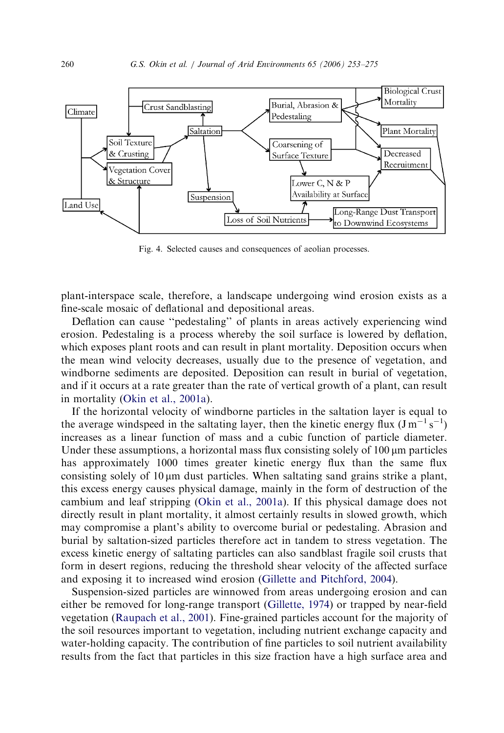Fig. 4. Selected causes and consequences of aeolian processes.

plant-interspace scale, therefore, a landscape undergoing wind erosion exists as a fine-scale mosaic of deflational and depositional areas.

Deflation can cause "pedestaling" of plants in areas actively experiencing wind erosion. Pedestaling is a process whereby the soil surface is lowered by deflation, which exposes plant roots and can result in plant mortality. Deposition occurs when the mean wind velocity decreases, usually due to the presence of vegetation, and windborne sediments are deposited. Deposition can result in burial of vegetation, and if it occurs at a rate greater than the rate of vertical growth of a plant, can result in mortality (Okin et al., 2001a).

If the horizontal velocity of windborne particles in the saltation layer is equal to the average windspeed in the saltating layer, then the kinetic energy flux ($\mathrm{J\,m^{-1}\,s^{-1}}$) increases as a linear function of mass and a cubic function of particle diameter. Under these assumptions, a horizontal mass flux consisting solely of 100 μm particles has approximately 1000 times greater kinetic energy flux than the same flux consisting solely of 10 μm dust particles. When saltating sand grains strike a plant, this excess energy causes physical damage, mainly in the form of destruction of the cambium and leaf stripping (Okin et al., 2001a). If this physical damage does not directly result in plant mortality, it almost certainly results in slowed growth, which may compromise a plant's ability to overcome burial or pedestaling. Abrasion and burial by saltation-sized particles therefore act in tandem to stress vegetation. The excess kinetic energy of saltating particles can also sandblast fragile soil crusts that form in desert regions, reducing the threshold shear velocity of the affected surface and exposing it to increased wind erosion (Gillette and Pitchford, 2004).

Suspension-sized particles are winnowed from areas undergoing erosion and can either be removed for long-range transport (Gillette, 1974) or trapped by near-field vegetation (Raupach et al., 2001). Fine-grained particles account for the majority of the soil resources important to vegetation, including nutrient exchange capacity and water-holding capacity. The contribution of fine particles to soil nutrient availability results from the fact that particles in this size fraction have a high surface area and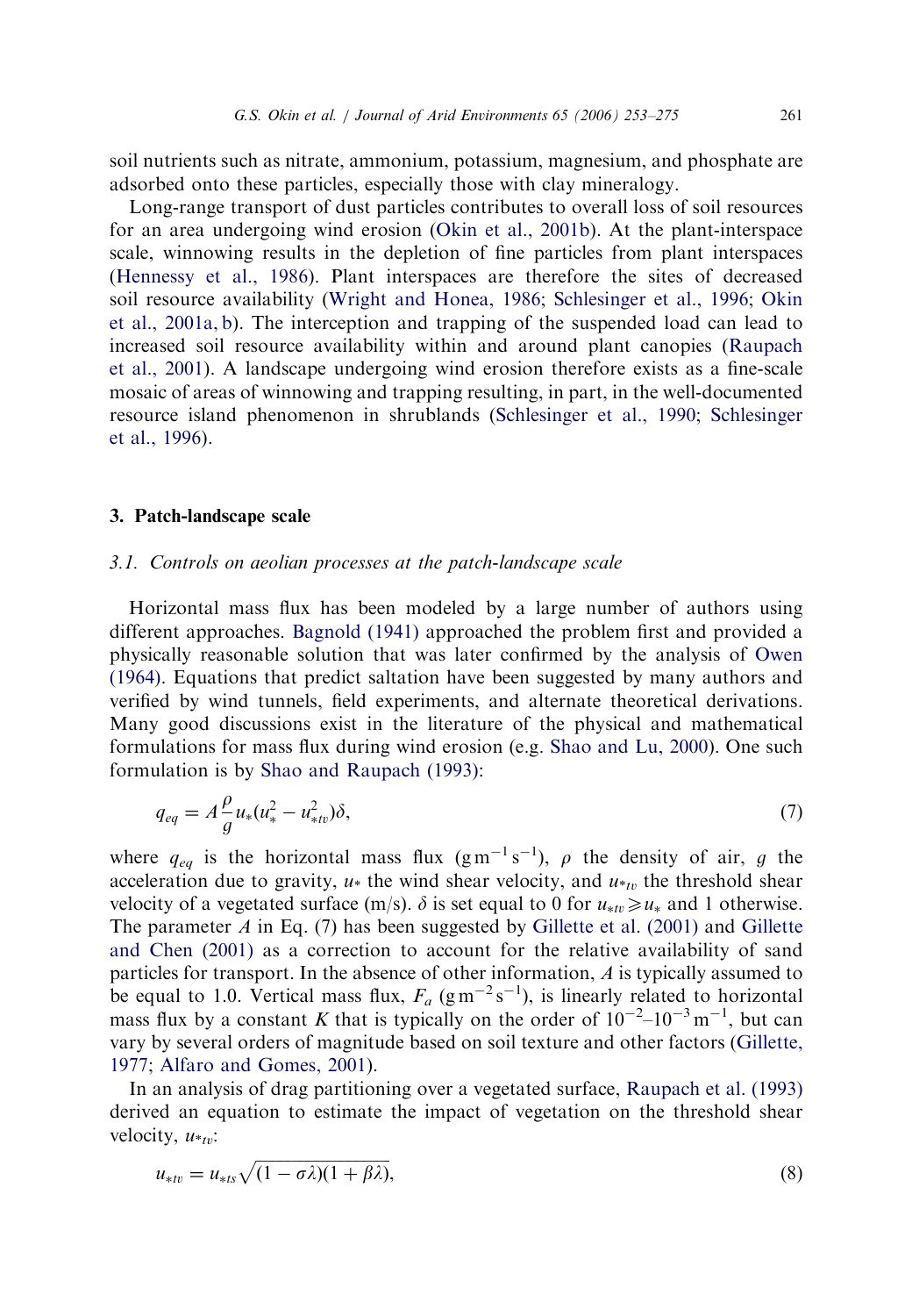soil nutrients such as nitrate, ammonium, potassium, magnesium, and phosphate are adsorbed onto these particles, especially those with clay mineralogy.

Long-range transport of dust particles contributes to overall loss of soil resources for an area undergoing wind erosion (Okin et al., 2001b). At the plant-interspace scale, winnowing results in the depletion of fine particles from plant interspaces (Hennessy et al., 1986). Plant interspaces are therefore the sites of decreased soil resource availability (Wright and Honea, 1986; Schlesinger et al., 1996; Okin et al., 2001a, b). The interception and trapping of the suspended load can lead to increased soil resource availability within and around plant canopies (Raupach et al., 2001). A landscape undergoing wind erosion therefore exists as a fine-scale mosaic of areas of winnowing and trapping resulting, in part, in the well-documented resource island phenomenon in shrublands (Schlesinger et al., 1990; Schlesinger et al., 1996).

## 3. Patch-landscape scale

### 3.1. Controls on aeolian processes at the patch-landscape scale

Horizontal mass flux has been modeled by a large number of authors using different approaches. Bagnold (1941) approached the problem first and provided a physically reasonable solution that was later confirmed by the analysis of Owen (1964). Equations that predict saltation have been suggested by many authors and verified by wind tunnels, field experiments, and alternate theoretical derivations. Many good discussions exist in the literature of the physical and mathematical formulations for mass flux during wind erosion (e.g. Shao and Lu, 2000). One such formulation is by Shao and Raupach (1993):

$$q_{eq} = A\frac{\rho}{g}u_*(u_*^2 - u_{*tv}^2)\delta, \tag{7}$$

where $q_{eq}$ is the horizontal mass flux ($\mathrm{g\,m^{-1}\,s^{-1}}$), $\rho$ the density of air, $g$ the acceleration due to gravity, $u_*$ the wind shear velocity, and $u_{*tv}$ the threshold shear velocity of a vegetated surface (m/s). $\delta$ is set equal to 0 for $u_{*tv} \geqslant u_*$ and 1 otherwise. The parameter $A$ in Eq. (7) has been suggested by Gillette et al. (2001) and Gillette and Chen (2001) as a correction to account for the relative availability of sand particles for transport. In the absence of other information, $A$ is typically assumed to be equal to 1.0. Vertical mass flux, $F_a$ ($\mathrm{g\,m^{-2}\,s^{-1}}$), is linearly related to horizontal mass flux by a constant $K$ that is typically on the order of $10^{-2}$–$10^{-3}\,\mathrm{m^{-1}}$, but can vary by several orders of magnitude based on soil texture and other factors (Gillette, 1977; Alfaro and Gomes, 2001).

In an analysis of drag partitioning over a vegetated surface, Raupach et al. (1993) derived an equation to estimate the impact of vegetation on the threshold shear velocity, $u_{*tv}$:

$$u_{*tv} = u_{*ts}\sqrt{(1-\sigma\lambda)(1+\beta\lambda)}, \tag{8}$$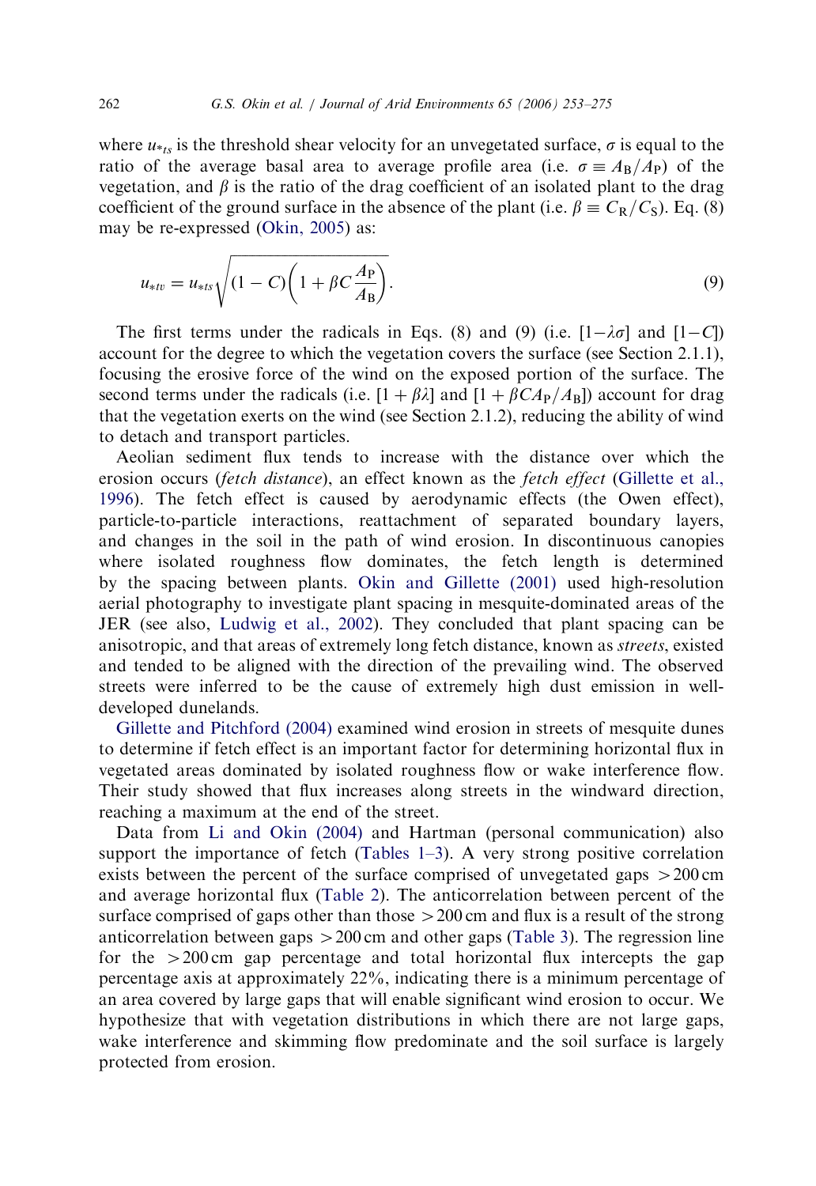where $u_{*ts}$ is the threshold shear velocity for an unvegetated surface, $\sigma$ is equal to the ratio of the average basal area to average profile area (i.e. $\sigma \equiv A_B/A_P$) of the vegetation, and $\beta$ is the ratio of the drag coefficient of an isolated plant to the drag coefficient of the ground surface in the absence of the plant (i.e. $\beta \equiv C_R/C_S$). Eq. (8) may be re-expressed (Okin, 2005) as:

$$u_{*tv} = u_{*ts}\sqrt{(1-C)\left(1+\beta C\frac{A_P}{A_B}\right)}. \tag{9}$$

The first terms under the radicals in Eqs. (8) and (9) (i.e. $[1-\lambda\sigma]$ and $[1-C]$) account for the degree to which the vegetation covers the surface (see Section 2.1.1), focusing the erosive force of the wind on the exposed portion of the surface. The second terms under the radicals (i.e. $[1+\beta\lambda]$ and $[1+\beta C A_P/A_B]$) account for drag that the vegetation exerts on the wind (see Section 2.1.2), reducing the ability of wind to detach and transport particles.

Aeolian sediment flux tends to increase with the distance over which the erosion occurs (*fetch distance*), an effect known as the *fetch effect* (Gillette et al., 1996). The fetch effect is caused by aerodynamic effects (the Owen effect), particle-to-particle interactions, reattachment of separated boundary layers, and changes in the soil in the path of wind erosion. In discontinuous canopies where isolated roughness flow dominates, the fetch length is determined by the spacing between plants. Okin and Gillette (2001) used high-resolution aerial photography to investigate plant spacing in mesquite-dominated areas of the JER (see also, Ludwig et al., 2002). They concluded that plant spacing can be anisotropic, and that areas of extremely long fetch distance, known as *streets*, existed and tended to be aligned with the direction of the prevailing wind. The observed streets were inferred to be the cause of extremely high dust emission in well-developed dunelands.

Gillette and Pitchford (2004) examined wind erosion in streets of mesquite dunes to determine if fetch effect is an important factor for determining horizontal flux in vegetated areas dominated by isolated roughness flow or wake interference flow. Their study showed that flux increases along streets in the windward direction, reaching a maximum at the end of the street.

Data from Li and Okin (2004) and Hartman (personal communication) also support the importance of fetch (Tables 1–3). A very strong positive correlation exists between the percent of the surface comprised of unvegetated gaps >200 cm and average horizontal flux (Table 2). The anticorrelation between percent of the surface comprised of gaps other than those >200 cm and flux is a result of the strong anticorrelation between gaps >200 cm and other gaps (Table 3). The regression line for the >200 cm gap percentage and total horizontal flux intercepts the gap percentage axis at approximately 22%, indicating there is a minimum percentage of an area covered by large gaps that will enable significant wind erosion to occur. We hypothesize that with vegetation distributions in which there are not large gaps, wake interference and skimming flow predominate and the soil surface is largely protected from erosion.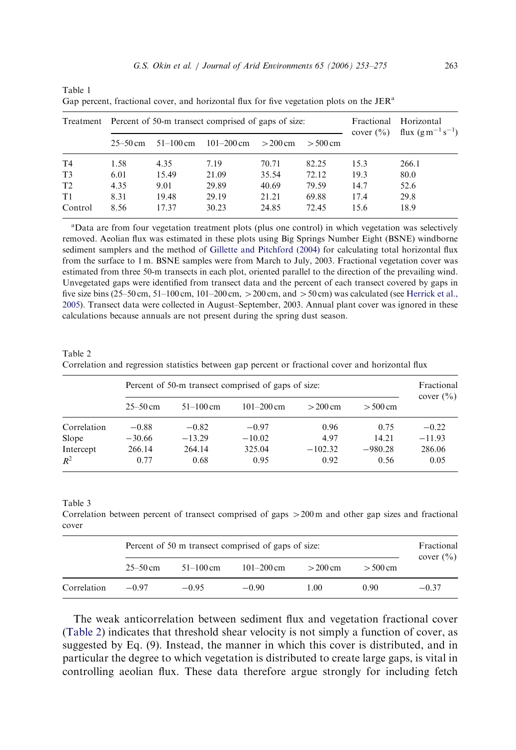Table 1
Gap percent, fractional cover, and horizontal flux for five vegetation plots on the JER[a]

| Treatment | Percent of 50-m transect comprised of gaps of size: | | | | | Fractional cover (%) | Horizontal flux ($g\,m^{-1}\,s^{-1}$) |
|---|---|---|---|---|---|---|---|
| | 25–50 cm | 51–100 cm | 101–200 cm | >200 cm | >500 cm | | |
| T4 | 1.58 | 4.35 | 7.19 | 70.71 | 82.25 | 15.3 | 266.1 |
| T3 | 6.01 | 15.49 | 21.09 | 35.54 | 72.12 | 19.3 | 80.0 |
| T2 | 4.35 | 9.01 | 29.89 | 40.69 | 79.59 | 14.7 | 52.6 |
| T1 | 8.31 | 19.48 | 29.19 | 21.21 | 69.88 | 17.4 | 29.8 |
| Control | 8.56 | 17.37 | 30.23 | 24.85 | 72.45 | 15.6 | 18.9 |

[a]Data are from four vegetation treatment plots (plus one control) in which vegetation was selectively removed. Aeolian flux was estimated in these plots using Big Springs Number Eight (BSNE) windborne sediment samplers and the method of Gillette and Pitchford (2004) for calculating total horizontal flux from the surface to 1 m. BSNE samples were from March to July, 2003. Fractional vegetation cover was estimated from three 50-m transects in each plot, oriented parallel to the direction of the prevailing wind. Unvegetated gaps were identified from transect data and the percent of each transect covered by gaps in five size bins (25–50 cm, 51–100 cm, 101–200 cm, >200 cm, and >50 cm) was calculated (see Herrick et al., 2005). Transect data were collected in August–September, 2003. Annual plant cover was ignored in these calculations because annuals are not present during the spring dust season.

Table 2
Correlation and regression statistics between gap percent or fractional cover and horizontal flux

| | Percent of 50-m transect comprised of gaps of size: | | | | | Fractional cover (%) |
|---|---|---|---|---|---|---|
| | 25–50 cm | 51–100 cm | 101–200 cm | >200 cm | >500 cm | |
| Correlation | −0.88 | −0.82 | −0.97 | 0.96 | 0.75 | −0.22 |
| Slope | −30.66 | −13.29 | −10.02 | 4.97 | 14.21 | −11.93 |
| Intercept | 266.14 | 264.14 | 325.04 | −102.32 | −980.28 | 286.06 |
| $R^2$ | 0.77 | 0.68 | 0.95 | 0.92 | 0.56 | 0.05 |

Table 3
Correlation between percent of transect comprised of gaps >200 m and other gap sizes and fractional cover

| | Percent of 50 m transect comprised of gaps of size: | | | | | Fractional cover (%) |
|---|---|---|---|---|---|---|
| | 25–50 cm | 51–100 cm | 101–200 cm | >200 cm | >500 cm | |
| Correlation | −0.97 | −0.95 | −0.90 | 1.00 | 0.90 | −0.37 |

The weak anticorrelation between sediment flux and vegetation fractional cover (Table 2) indicates that threshold shear velocity is not simply a function of cover, as suggested by Eq. (9). Instead, the manner in which this cover is distributed, and in particular the degree to which vegetation is distributed to create large gaps, is vital in controlling aeolian flux. These data therefore argue strongly for including fetch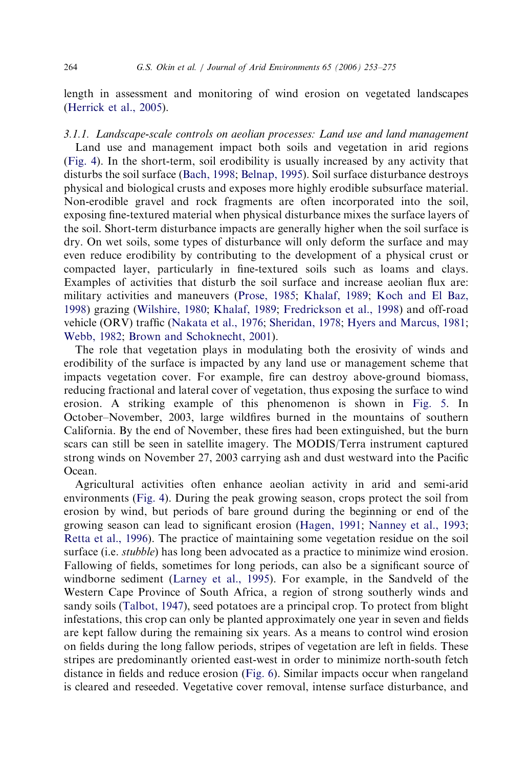length in assessment and monitoring of wind erosion on vegetated landscapes (Herrick et al., 2005).

#### 3.1.1. *Landscape-scale controls on aeolian processes: Land use and land management*

Land use and management impact both soils and vegetation in arid regions (Fig. 4). In the short-term, soil erodibility is usually increased by any activity that disturbs the soil surface (Bach, 1998; Belnap, 1995). Soil surface disturbance destroys physical and biological crusts and exposes more highly erodible subsurface material. Non-erodible gravel and rock fragments are often incorporated into the soil, exposing fine-textured material when physical disturbance mixes the surface layers of the soil. Short-term disturbance impacts are generally higher when the soil surface is dry. On wet soils, some types of disturbance will only deform the surface and may even reduce erodibility by contributing to the development of a physical crust or compacted layer, particularly in fine-textured soils such as loams and clays. Examples of activities that disturb the soil surface and increase aeolian flux are: military activities and maneuvers (Prose, 1985; Khalaf, 1989; Koch and El Baz, 1998) grazing (Wilshire, 1980; Khalaf, 1989; Fredrickson et al., 1998) and off-road vehicle (ORV) traffic (Nakata et al., 1976; Sheridan, 1978; Hyers and Marcus, 1981; Webb, 1982; Brown and Schoknecht, 2001).

The role that vegetation plays in modulating both the erosivity of winds and erodibility of the surface is impacted by any land use or management scheme that impacts vegetation cover. For example, fire can destroy above-ground biomass, reducing fractional and lateral cover of vegetation, thus exposing the surface to wind erosion. A striking example of this phenomenon is shown in Fig. 5. In October–November, 2003, large wildfires burned in the mountains of southern California. By the end of November, these fires had been extinguished, but the burn scars can still be seen in satellite imagery. The MODIS/Terra instrument captured strong winds on November 27, 2003 carrying ash and dust westward into the Pacific Ocean.

Agricultural activities often enhance aeolian activity in arid and semi-arid environments (Fig. 4). During the peak growing season, crops protect the soil from erosion by wind, but periods of bare ground during the beginning or end of the growing season can lead to significant erosion (Hagen, 1991; Nanney et al., 1993; Retta et al., 1996). The practice of maintaining some vegetation residue on the soil surface (i.e. *stubble*) has long been advocated as a practice to minimize wind erosion. Fallowing of fields, sometimes for long periods, can also be a significant source of windborne sediment (Larney et al., 1995). For example, in the Sandveld of the Western Cape Province of South Africa, a region of strong southerly winds and sandy soils (Talbot, 1947), seed potatoes are a principal crop. To protect from blight infestations, this crop can only be planted approximately one year in seven and fields are kept fallow during the remaining six years. As a means to control wind erosion on fields during the long fallow periods, stripes of vegetation are left in fields. These stripes are predominantly oriented east-west in order to minimize north-south fetch distance in fields and reduce erosion (Fig. 6). Similar impacts occur when rangeland is cleared and reseeded. Vegetative cover removal, intense surface disturbance, and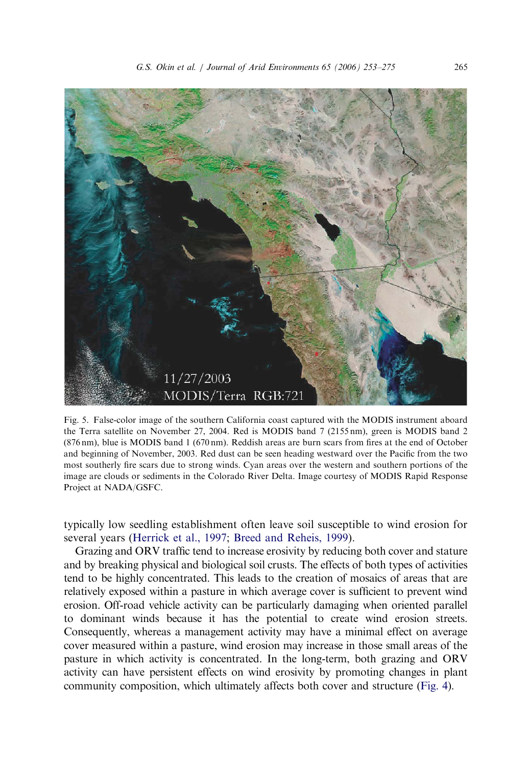Fig. 5. False-color image of the southern California coast captured with the MODIS instrument aboard the Terra satellite on November 27, 2004. Red is MODIS band 7 (2155 nm), green is MODIS band 2 (876 nm), blue is MODIS band 1 (670 nm). Reddish areas are burn scars from fires at the end of October and beginning of November, 2003. Red dust can be seen heading westward over the Pacific from the two most southerly fire scars due to strong winds. Cyan areas over the western and southern portions of the image are clouds or sediments in the Colorado River Delta. Image courtesy of MODIS Rapid Response Project at NADA/GSFC.

typically low seedling establishment often leave soil susceptible to wind erosion for several years (Herrick et al., 1997; Breed and Reheis, 1999).

Grazing and ORV traffic tend to increase erosivity by reducing both cover and stature and by breaking physical and biological soil crusts. The effects of both types of activities tend to be highly concentrated. This leads to the creation of mosaics of areas that are relatively exposed within a pasture in which average cover is sufficient to prevent wind erosion. Off-road vehicle activity can be particularly damaging when oriented parallel to dominant winds because it has the potential to create wind erosion streets. Consequently, whereas a management activity may have a minimal effect on average cover measured within a pasture, wind erosion may increase in those small areas of the pasture in which activity is concentrated. In the long-term, both grazing and ORV activity can have persistent effects on wind erosivity by promoting changes in plant community composition, which ultimately affects both cover and structure (Fig. 4).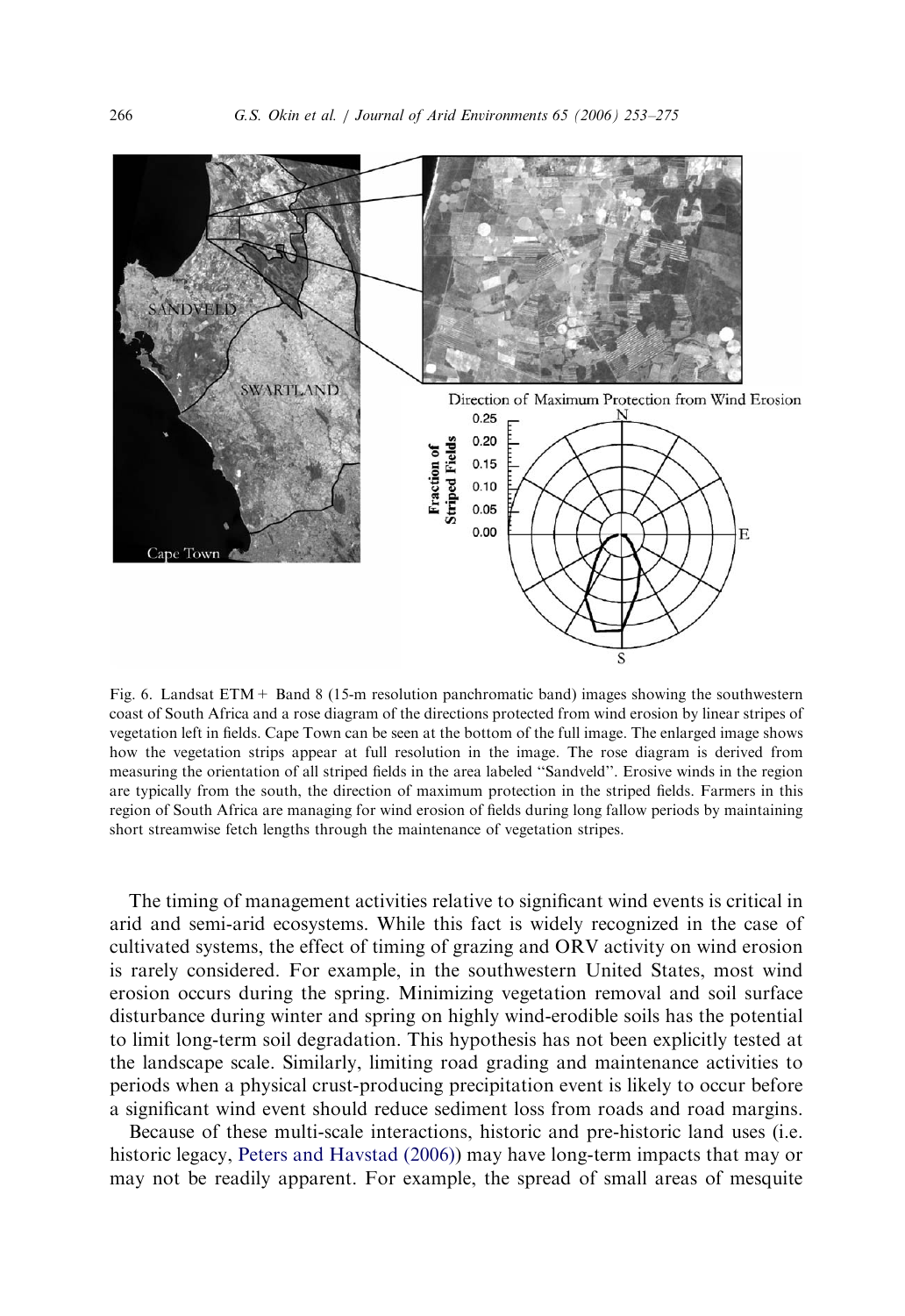Fig. 6. Landsat ETM+ Band 8 (15-m resolution panchromatic band) images showing the southwestern coast of South Africa and a rose diagram of the directions protected from wind erosion by linear stripes of vegetation left in fields. Cape Town can be seen at the bottom of the full image. The enlarged image shows how the vegetation strips appear at full resolution in the image. The rose diagram is derived from measuring the orientation of all striped fields in the area labeled ''Sandveld''. Erosive winds in the region are typically from the south, the direction of maximum protection in the striped fields. Farmers in this region of South Africa are managing for wind erosion of fields during long fallow periods by maintaining short streamwise fetch lengths through the maintenance of vegetation stripes.

The timing of management activities relative to significant wind events is critical in arid and semi-arid ecosystems. While this fact is widely recognized in the case of cultivated systems, the effect of timing of grazing and ORV activity on wind erosion is rarely considered. For example, in the southwestern United States, most wind erosion occurs during the spring. Minimizing vegetation removal and soil surface disturbance during winter and spring on highly wind-erodible soils has the potential to limit long-term soil degradation. This hypothesis has not been explicitly tested at the landscape scale. Similarly, limiting road grading and maintenance activities to periods when a physical crust-producing precipitation event is likely to occur before a significant wind event should reduce sediment loss from roads and road margins.

Because of these multi-scale interactions, historic and pre-historic land uses (i.e. historic legacy, Peters and Havstad (2006)) may have long-term impacts that may or may not be readily apparent. For example, the spread of small areas of mesquite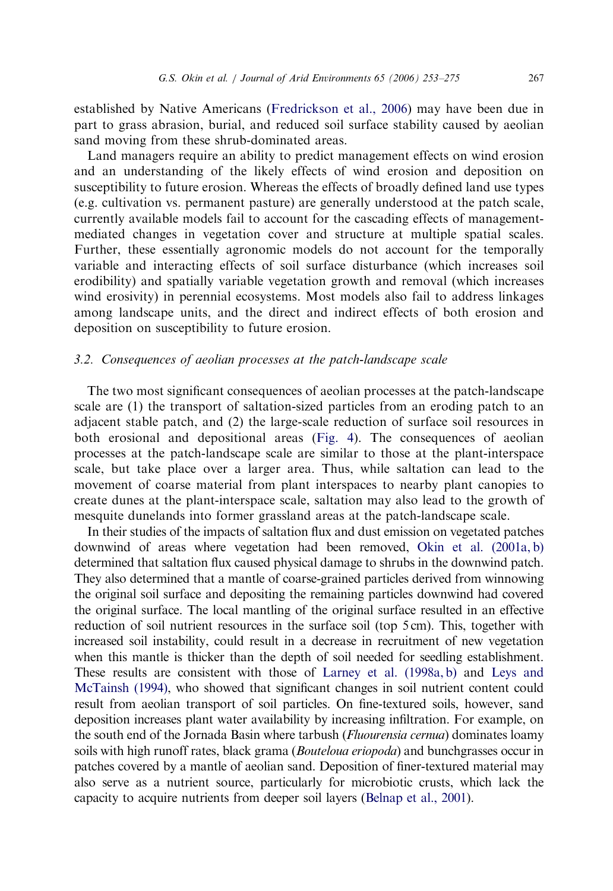established by Native Americans (Fredrickson et al., 2006) may have been due in part to grass abrasion, burial, and reduced soil surface stability caused by aeolian sand moving from these shrub-dominated areas.

Land managers require an ability to predict management effects on wind erosion and an understanding of the likely effects of wind erosion and deposition on susceptibility to future erosion. Whereas the effects of broadly defined land use types (e.g. cultivation vs. permanent pasture) are generally understood at the patch scale, currently available models fail to account for the cascading effects of management-mediated changes in vegetation cover and structure at multiple spatial scales. Further, these essentially agronomic models do not account for the temporally variable and interacting effects of soil surface disturbance (which increases soil erodibility) and spatially variable vegetation growth and removal (which increases wind erosivity) in perennial ecosystems. Most models also fail to address linkages among landscape units, and the direct and indirect effects of both erosion and deposition on susceptibility to future erosion.

### *3.2. Consequences of aeolian processes at the patch-landscape scale*

The two most significant consequences of aeolian processes at the patch-landscape scale are (1) the transport of saltation-sized particles from an eroding patch to an adjacent stable patch, and (2) the large-scale reduction of surface soil resources in both erosional and depositional areas (Fig. 4). The consequences of aeolian processes at the patch-landscape scale are similar to those at the plant-interspace scale, but take place over a larger area. Thus, while saltation can lead to the movement of coarse material from plant interspaces to nearby plant canopies to create dunes at the plant-interspace scale, saltation may also lead to the growth of mesquite dunelands into former grassland areas at the patch-landscape scale.

In their studies of the impacts of saltation flux and dust emission on vegetated patches downwind of areas where vegetation had been removed, Okin et al. (2001a, b) determined that saltation flux caused physical damage to shrubs in the downwind patch. They also determined that a mantle of coarse-grained particles derived from winnowing the original soil surface and depositing the remaining particles downwind had covered the original surface. The local mantling of the original surface resulted in an effective reduction of soil nutrient resources in the surface soil (top 5 cm). This, together with increased soil instability, could result in a decrease in recruitment of new vegetation when this mantle is thicker than the depth of soil needed for seedling establishment. These results are consistent with those of Larney et al. (1998a, b) and Leys and McTainsh (1994), who showed that significant changes in soil nutrient content could result from aeolian transport of soil particles. On fine-textured soils, however, sand deposition increases plant water availability by increasing infiltration. For example, on the south end of the Jornada Basin where tarbush (*Fluourensia cernua*) dominates loamy soils with high runoff rates, black grama (*Bouteloua eriopoda*) and bunchgrasses occur in patches covered by a mantle of aeolian sand. Deposition of finer-textured material may also serve as a nutrient source, particularly for microbiotic crusts, which lack the capacity to acquire nutrients from deeper soil layers (Belnap et al., 2001).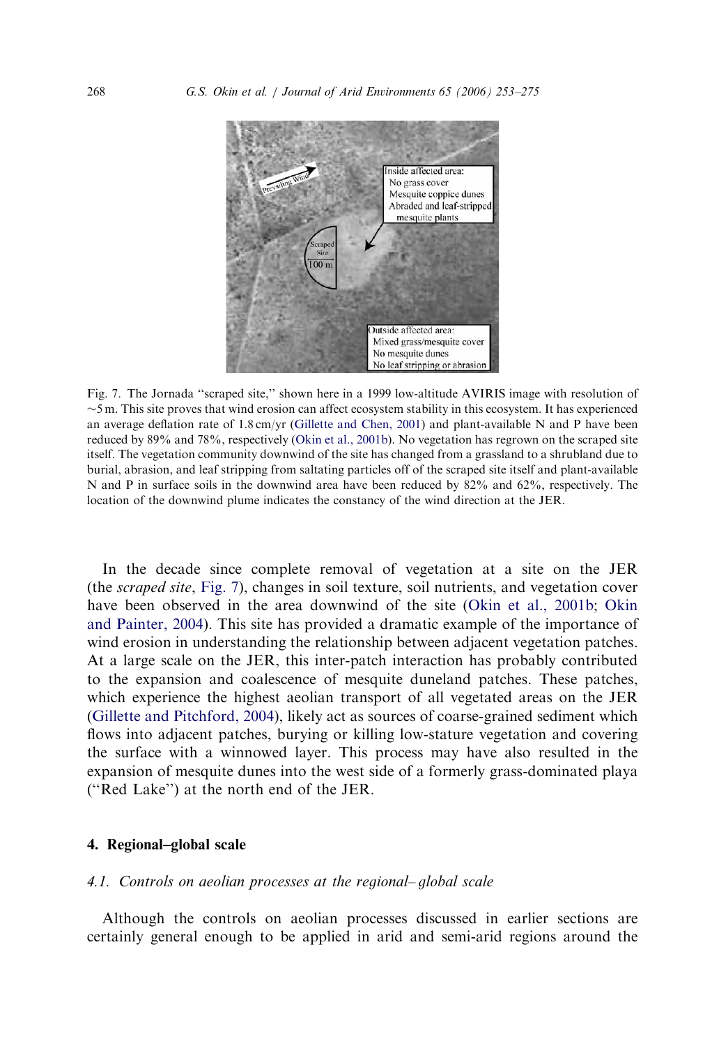Fig. 7. The Jornada "scraped site," shown here in a 1999 low-altitude AVIRIS image with resolution of ~5 m. This site proves that wind erosion can affect ecosystem stability in this ecosystem. It has experienced an average deflation rate of 1.8 cm/yr (Gillette and Chen, 2001) and plant-available N and P have been reduced by 89% and 78%, respectively (Okin et al., 2001b). No vegetation has regrown on the scraped site itself. The vegetation community downwind of the site has changed from a grassland to a shrubland due to burial, abrasion, and leaf stripping from saltating particles off of the scraped site itself and plant-available N and P in surface soils in the downwind area have been reduced by 82% and 62%, respectively. The location of the downwind plume indicates the constancy of the wind direction at the JER.

In the decade since complete removal of vegetation at a site on the JER (the *scraped site*, Fig. 7), changes in soil texture, soil nutrients, and vegetation cover have been observed in the area downwind of the site (Okin et al., 2001b; Okin and Painter, 2004). This site has provided a dramatic example of the importance of wind erosion in understanding the relationship between adjacent vegetation patches. At a large scale on the JER, this inter-patch interaction has probably contributed to the expansion and coalescence of mesquite duneland patches. These patches, which experience the highest aeolian transport of all vegetated areas on the JER (Gillette and Pitchford, 2004), likely act as sources of coarse-grained sediment which flows into adjacent patches, burying or killing low-stature vegetation and covering the surface with a winnowed layer. This process may have also resulted in the expansion of mesquite dunes into the west side of a formerly grass-dominated playa ("Red Lake") at the north end of the JER.

## 4. Regional–global scale

### *4.1. Controls on aeolian processes at the regional– global scale*

Although the controls on aeolian processes discussed in earlier sections are certainly general enough to be applied in arid and semi-arid regions around the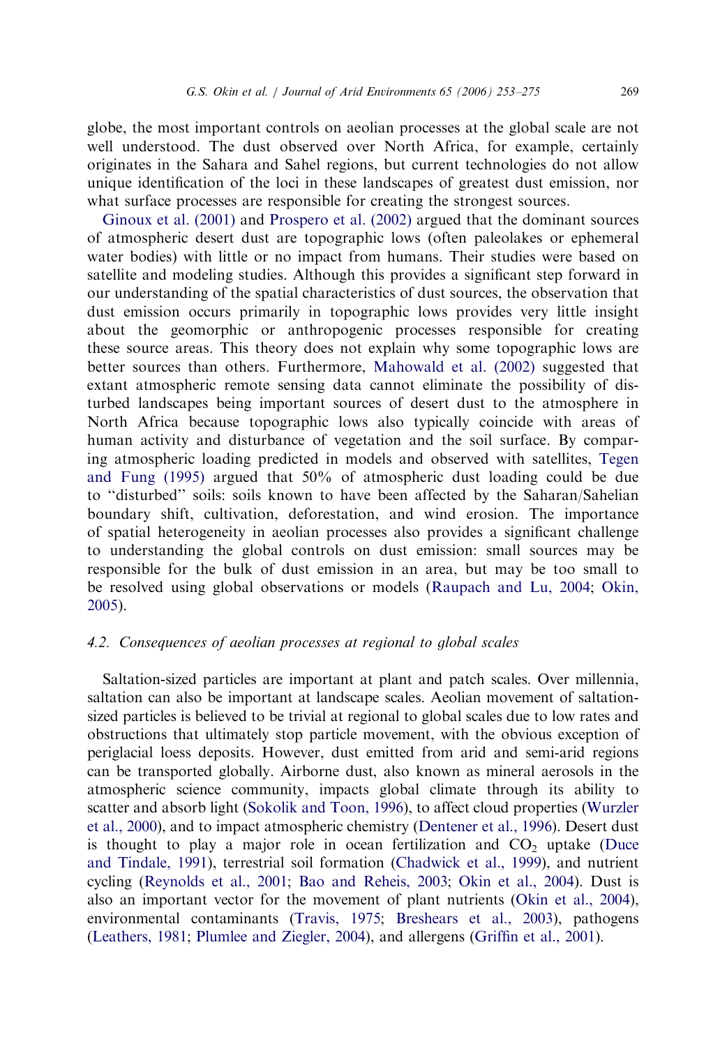globe, the most important controls on aeolian processes at the global scale are not well understood. The dust observed over North Africa, for example, certainly originates in the Sahara and Sahel regions, but current technologies do not allow unique identification of the loci in these landscapes of greatest dust emission, nor what surface processes are responsible for creating the strongest sources.

Ginoux et al. (2001) and Prospero et al. (2002) argued that the dominant sources of atmospheric desert dust are topographic lows (often paleolakes or ephemeral water bodies) with little or no impact from humans. Their studies were based on satellite and modeling studies. Although this provides a significant step forward in our understanding of the spatial characteristics of dust sources, the observation that dust emission occurs primarily in topographic lows provides very little insight about the geomorphic or anthropogenic processes responsible for creating these source areas. This theory does not explain why some topographic lows are better sources than others. Furthermore, Mahowald et al. (2002) suggested that extant atmospheric remote sensing data cannot eliminate the possibility of disturbed landscapes being important sources of desert dust to the atmosphere in North Africa because topographic lows also typically coincide with areas of human activity and disturbance of vegetation and the soil surface. By comparing atmospheric loading predicted in models and observed with satellites, Tegen and Fung (1995) argued that 50% of atmospheric dust loading could be due to "disturbed" soils: soils known to have been affected by the Saharan/Sahelian boundary shift, cultivation, deforestation, and wind erosion. The importance of spatial heterogeneity in aeolian processes also provides a significant challenge to understanding the global controls on dust emission: small sources may be responsible for the bulk of dust emission in an area, but may be too small to be resolved using global observations or models (Raupach and Lu, 2004; Okin, 2005).

### 4.2. Consequences of aeolian processes at regional to global scales

Saltation-sized particles are important at plant and patch scales. Over millennia, saltation can also be important at landscape scales. Aeolian movement of saltation-sized particles is believed to be trivial at regional to global scales due to low rates and obstructions that ultimately stop particle movement, with the obvious exception of periglacial loess deposits. However, dust emitted from arid and semi-arid regions can be transported globally. Airborne dust, also known as mineral aerosols in the atmospheric science community, impacts global climate through its ability to scatter and absorb light (Sokolik and Toon, 1996), to affect cloud properties (Wurzler et al., 2000), and to impact atmospheric chemistry (Dentener et al., 1996). Desert dust is thought to play a major role in ocean fertilization and $CO_2$ uptake (Duce and Tindale, 1991), terrestrial soil formation (Chadwick et al., 1999), and nutrient cycling (Reynolds et al., 2001; Bao and Reheis, 2003; Okin et al., 2004). Dust is also an important vector for the movement of plant nutrients (Okin et al., 2004), environmental contaminants (Travis, 1975; Breshears et al., 2003), pathogens (Leathers, 1981; Plumlee and Ziegler, 2004), and allergens (Griffin et al., 2001).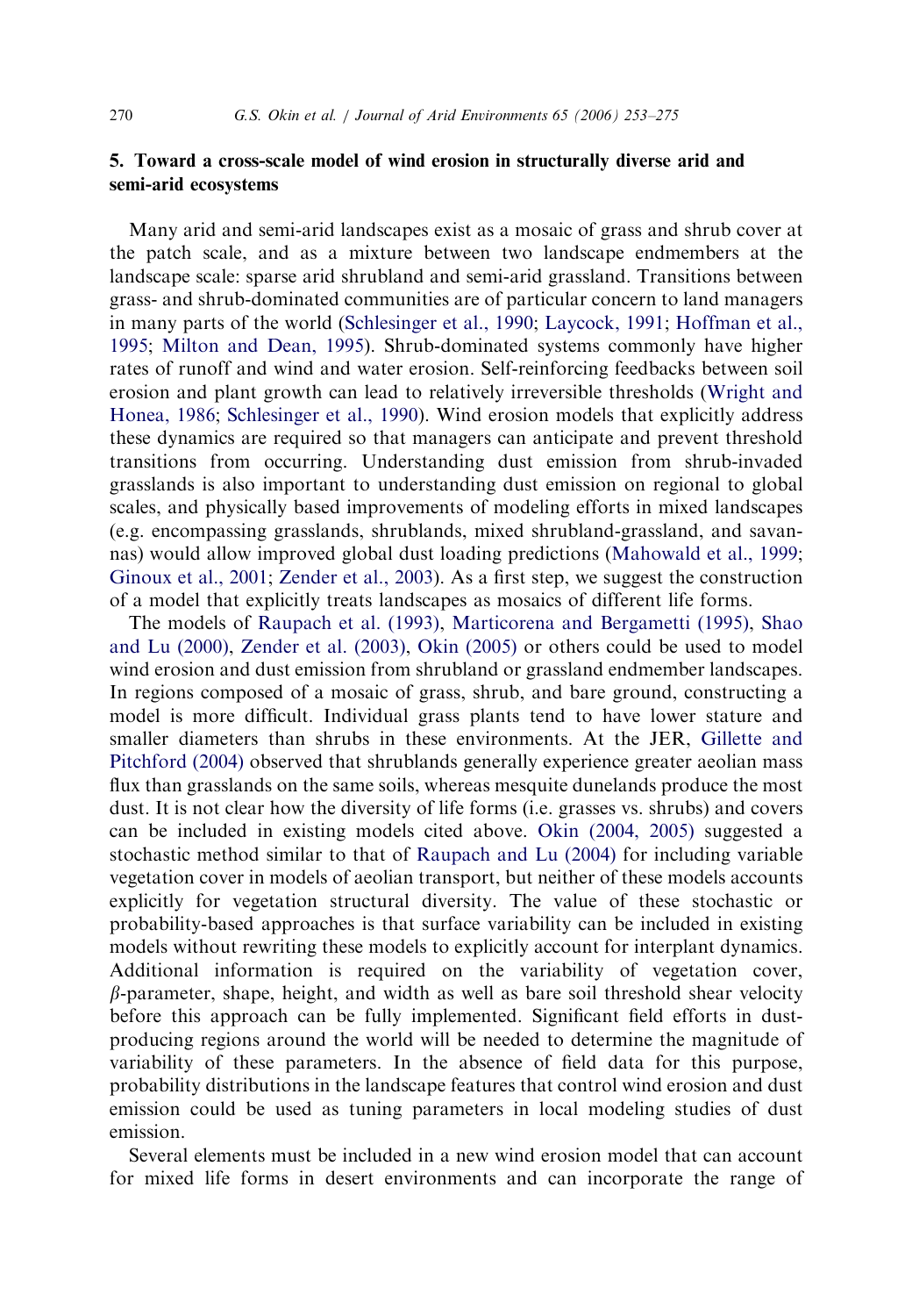## 5. Toward a cross-scale model of wind erosion in structurally diverse arid and semi-arid ecosystems

Many arid and semi-arid landscapes exist as a mosaic of grass and shrub cover at the patch scale, and as a mixture between two landscape endmembers at the landscape scale: sparse arid shrubland and semi-arid grassland. Transitions between grass- and shrub-dominated communities are of particular concern to land managers in many parts of the world (Schlesinger et al., 1990; Laycock, 1991; Hoffman et al., 1995; Milton and Dean, 1995). Shrub-dominated systems commonly have higher rates of runoff and wind and water erosion. Self-reinforcing feedbacks between soil erosion and plant growth can lead to relatively irreversible thresholds (Wright and Honea, 1986; Schlesinger et al., 1990). Wind erosion models that explicitly address these dynamics are required so that managers can anticipate and prevent threshold transitions from occurring. Understanding dust emission from shrub-invaded grasslands is also important to understanding dust emission on regional to global scales, and physically based improvements of modeling efforts in mixed landscapes (e.g. encompassing grasslands, shrublands, mixed shrubland-grassland, and savannas) would allow improved global dust loading predictions (Mahowald et al., 1999; Ginoux et al., 2001; Zender et al., 2003). As a first step, we suggest the construction of a model that explicitly treats landscapes as mosaics of different life forms.

The models of Raupach et al. (1993), Marticorena and Bergametti (1995), Shao and Lu (2000), Zender et al. (2003), Okin (2005) or others could be used to model wind erosion and dust emission from shrubland or grassland endmember landscapes. In regions composed of a mosaic of grass, shrub, and bare ground, constructing a model is more difficult. Individual grass plants tend to have lower stature and smaller diameters than shrubs in these environments. At the JER, Gillette and Pitchford (2004) observed that shrublands generally experience greater aeolian mass flux than grasslands on the same soils, whereas mesquite dunelands produce the most dust. It is not clear how the diversity of life forms (i.e. grasses vs. shrubs) and covers can be included in existing models cited above. Okin (2004, 2005) suggested a stochastic method similar to that of Raupach and Lu (2004) for including variable vegetation cover in models of aeolian transport, but neither of these models accounts explicitly for vegetation structural diversity. The value of these stochastic or probability-based approaches is that surface variability can be included in existing models without rewriting these models to explicitly account for interplant dynamics. Additional information is required on the variability of vegetation cover, $\beta$-parameter, shape, height, and width as well as bare soil threshold shear velocity before this approach can be fully implemented. Significant field efforts in dust-producing regions around the world will be needed to determine the magnitude of variability of these parameters. In the absence of field data for this purpose, probability distributions in the landscape features that control wind erosion and dust emission could be used as tuning parameters in local modeling studies of dust emission.

Several elements must be included in a new wind erosion model that can account for mixed life forms in desert environments and can incorporate the range of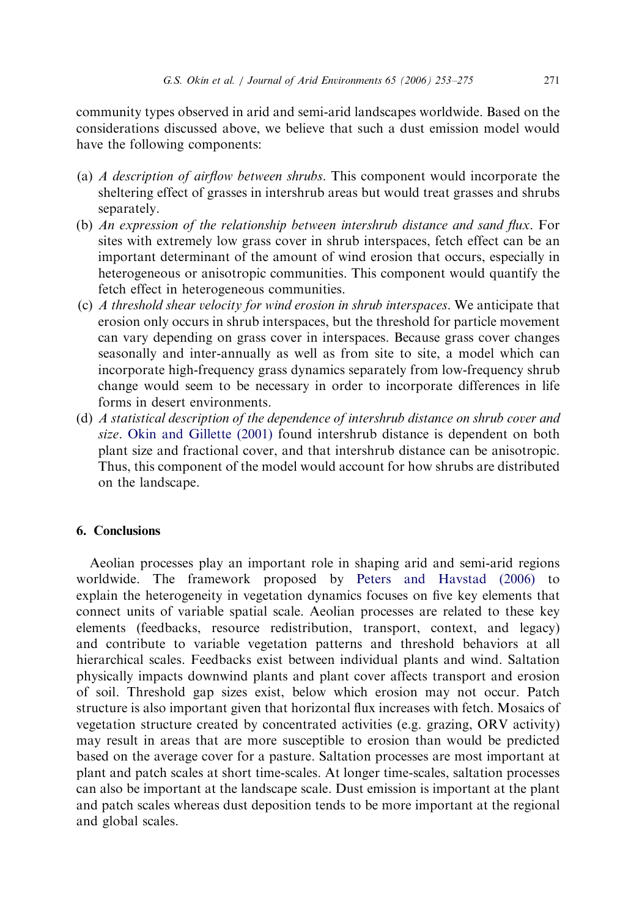community types observed in arid and semi-arid landscapes worldwide. Based on the considerations discussed above, we believe that such a dust emission model would have the following components:

(a) *A description of airflow between shrubs*. This component would incorporate the sheltering effect of grasses in intershrub areas but would treat grasses and shrubs separately.
(b) *An expression of the relationship between intershrub distance and sand flux*. For sites with extremely low grass cover in shrub interspaces, fetch effect can be an important determinant of the amount of wind erosion that occurs, especially in heterogeneous or anisotropic communities. This component would quantify the fetch effect in heterogeneous communities.
(c) *A threshold shear velocity for wind erosion in shrub interspaces*. We anticipate that erosion only occurs in shrub interspaces, but the threshold for particle movement can vary depending on grass cover in interspaces. Because grass cover changes seasonally and inter-annually as well as from site to site, a model which can incorporate high-frequency grass dynamics separately from low-frequency shrub change would seem to be necessary in order to incorporate differences in life forms in desert environments.
(d) *A statistical description of the dependence of intershrub distance on shrub cover and size*. Okin and Gillette (2001) found intershrub distance is dependent on both plant size and fractional cover, and that intershrub distance can be anisotropic. Thus, this component of the model would account for how shrubs are distributed on the landscape.

## 6. Conclusions

Aeolian processes play an important role in shaping arid and semi-arid regions worldwide. The framework proposed by Peters and Havstad (2006) to explain the heterogeneity in vegetation dynamics focuses on five key elements that connect units of variable spatial scale. Aeolian processes are related to these key elements (feedbacks, resource redistribution, transport, context, and legacy) and contribute to variable vegetation patterns and threshold behaviors at all hierarchical scales. Feedbacks exist between individual plants and wind. Saltation physically impacts downwind plants and plant cover affects transport and erosion of soil. Threshold gap sizes exist, below which erosion may not occur. Patch structure is also important given that horizontal flux increases with fetch. Mosaics of vegetation structure created by concentrated activities (e.g. grazing, ORV activity) may result in areas that are more susceptible to erosion than would be predicted based on the average cover for a pasture. Saltation processes are most important at plant and patch scales at short time-scales. At longer time-scales, saltation processes can also be important at the landscape scale. Dust emission is important at the plant and patch scales whereas dust deposition tends to be more important at the regional and global scales.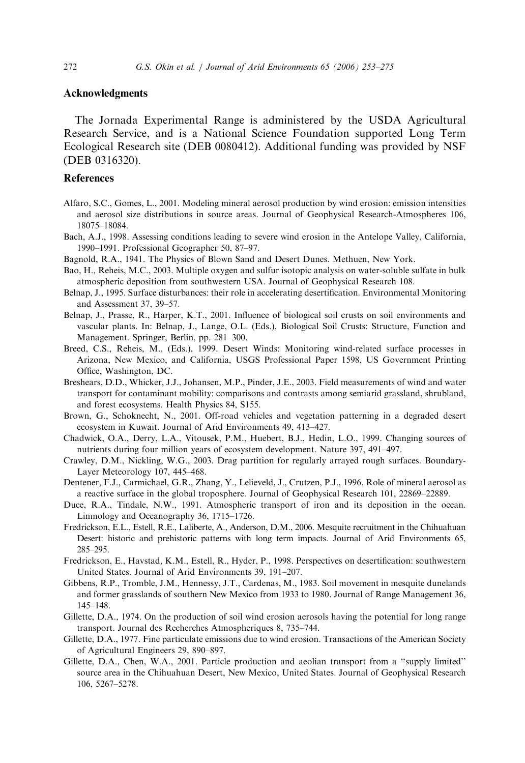## Acknowledgments

The Jornada Experimental Range is administered by the USDA Agricultural Research Service, and is a National Science Foundation supported Long Term Ecological Research site (DEB 0080412). Additional funding was provided by NSF (DEB 0316320).

## References

Alfaro, S.C., Gomes, L., 2001. Modeling mineral aerosol production by wind erosion: emission intensities and aerosol size distributions in source areas. Journal of Geophysical Research-Atmospheres 106, 18075–18084.

Bach, A.J., 1998. Assessing conditions leading to severe wind erosion in the Antelope Valley, California, 1990–1991. Professional Geographer 50, 87–97.

Bagnold, R.A., 1941. The Physics of Blown Sand and Desert Dunes. Methuen, New York.

Bao, H., Reheis, M.C., 2003. Multiple oxygen and sulfur isotopic analysis on water-soluble sulfate in bulk atmospheric deposition from southwestern USA. Journal of Geophysical Research 108.

Belnap, J., 1995. Surface disturbances: their role in accelerating desertification. Environmental Monitoring and Assessment 37, 39–57.

Belnap, J., Prasse, R., Harper, K.T., 2001. Influence of biological soil crusts on soil environments and vascular plants. In: Belnap, J., Lange, O.L. (Eds.), Biological Soil Crusts: Structure, Function and Management. Springer, Berlin, pp. 281–300.

Breed, C.S., Reheis, M., (Eds.), 1999. Desert Winds: Monitoring wind-related surface processes in Arizona, New Mexico, and California, USGS Professional Paper 1598, US Government Printing Office, Washington, DC.

Breshears, D.D., Whicker, J.J., Johansen, M.P., Pinder, J.E., 2003. Field measurements of wind and water transport for contaminant mobility: comparisons and contrasts among semiarid grassland, shrubland, and forest ecosystems. Health Physics 84, S155.

Brown, G., Schoknecht, N., 2001. Off-road vehicles and vegetation patterning in a degraded desert ecosystem in Kuwait. Journal of Arid Environments 49, 413–427.

Chadwick, O.A., Derry, L.A., Vitousek, P.M., Huebert, B.J., Hedin, L.O., 1999. Changing sources of nutrients during four million years of ecosystem development. Nature 397, 491–497.

Crawley, D.M., Nickling, W.G., 2003. Drag partition for regularly arrayed rough surfaces. Boundary-Layer Meteorology 107, 445–468.

Dentener, F.J., Carmichael, G.R., Zhang, Y., Lelieveld, J., Crutzen, P.J., 1996. Role of mineral aerosol as a reactive surface in the global troposphere. Journal of Geophysical Research 101, 22869–22889.

Duce, R.A., Tindale, N.W., 1991. Atmospheric transport of iron and its deposition in the ocean. Limnology and Oceanography 36, 1715–1726.

Fredrickson, E.L., Estell, R.E., Laliberte, A., Anderson, D.M., 2006. Mesquite recruitment in the Chihuahuan Desert: historic and prehistoric patterns with long term impacts. Journal of Arid Environments 65, 285–295.

Fredrickson, E., Havstad, K.M., Estell, R., Hyder, P., 1998. Perspectives on desertification: southwestern United States. Journal of Arid Environments 39, 191–207.

Gibbens, R.P., Tromble, J.M., Hennessy, J.T., Cardenas, M., 1983. Soil movement in mesquite dunelands and former grasslands of southern New Mexico from 1933 to 1980. Journal of Range Management 36, 145–148.

Gillette, D.A., 1974. On the production of soil wind erosion aerosols having the potential for long range transport. Journal des Recherches Atmospheriques 8, 735–744.

Gillette, D.A., 1977. Fine particulate emissions due to wind erosion. Transactions of the American Society of Agricultural Engineers 29, 890–897.

Gillette, D.A., Chen, W.A., 2001. Particle production and aeolian transport from a "supply limited" source area in the Chihuahuan Desert, New Mexico, United States. Journal of Geophysical Research 106, 5267–5278.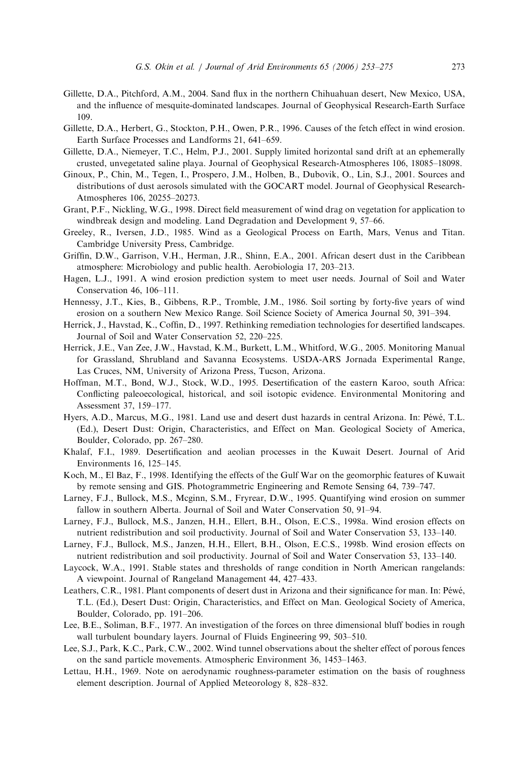Gillette, D.A., Pitchford, A.M., 2004. Sand flux in the northern Chihuahuan desert, New Mexico, USA, and the influence of mesquite-dominated landscapes. Journal of Geophysical Research-Earth Surface 109.

Gillette, D.A., Herbert, G., Stockton, P.H., Owen, P.R., 1996. Causes of the fetch effect in wind erosion. Earth Surface Processes and Landforms 21, 641–659.

Gillette, D.A., Niemeyer, T.C., Helm, P.J., 2001. Supply limited horizontal sand drift at an ephemerally crusted, unvegetated saline playa. Journal of Geophysical Research-Atmospheres 106, 18085–18098.

Ginoux, P., Chin, M., Tegen, I., Prospero, J.M., Holben, B., Dubovik, O., Lin, S.J., 2001. Sources and distributions of dust aerosols simulated with the GOCART model. Journal of Geophysical Research-Atmospheres 106, 20255–20273.

Grant, P.F., Nickling, W.G., 1998. Direct field measurement of wind drag on vegetation for application to windbreak design and modeling. Land Degradation and Development 9, 57–66.

Greeley, R., Iversen, J.D., 1985. Wind as a Geological Process on Earth, Mars, Venus and Titan. Cambridge University Press, Cambridge.

Griffin, D.W., Garrison, V.H., Herman, J.R., Shinn, E.A., 2001. African desert dust in the Caribbean atmosphere: Microbiology and public health. Aerobiologia 17, 203–213.

Hagen, L.J., 1991. A wind erosion prediction system to meet user needs. Journal of Soil and Water Conservation 46, 106–111.

Hennessy, J.T., Kies, B., Gibbens, R.P., Tromble, J.M., 1986. Soil sorting by forty-five years of wind erosion on a southern New Mexico Range. Soil Science Society of America Journal 50, 391–394.

Herrick, J., Havstad, K., Coffin, D., 1997. Rethinking remediation technologies for desertified landscapes. Journal of Soil and Water Conservation 52, 220–225.

Herrick, J.E., Van Zee, J.W., Havstad, K.M., Burkett, L.M., Whitford, W.G., 2005. Monitoring Manual for Grassland, Shrubland and Savanna Ecosystems. USDA-ARS Jornada Experimental Range, Las Cruces, NM, University of Arizona Press, Tucson, Arizona.

Hoffman, M.T., Bond, W.J., Stock, W.D., 1995. Desertification of the eastern Karoo, south Africa: Conflicting paleoecological, historical, and soil isotopic evidence. Environmental Monitoring and Assessment 37, 159–177.

Hyers, A.D., Marcus, M.G., 1981. Land use and desert dust hazards in central Arizona. In: Péwé, T.L. (Ed.), Desert Dust: Origin, Characteristics, and Effect on Man. Geological Society of America, Boulder, Colorado, pp. 267–280.

Khalaf, F.I., 1989. Desertification and aeolian processes in the Kuwait Desert. Journal of Arid Environments 16, 125–145.

Koch, M., El Baz, F., 1998. Identifying the effects of the Gulf War on the geomorphic features of Kuwait by remote sensing and GIS. Photogrammetric Engineering and Remote Sensing 64, 739–747.

Larney, F.J., Bullock, M.S., Mcginn, S.M., Fryrear, D.W., 1995. Quantifying wind erosion on summer fallow in southern Alberta. Journal of Soil and Water Conservation 50, 91–94.

Larney, F.J., Bullock, M.S., Janzen, H.H., Ellert, B.H., Olson, E.C.S., 1998a. Wind erosion effects on nutrient redistribution and soil productivity. Journal of Soil and Water Conservation 53, 133–140.

Larney, F.J., Bullock, M.S., Janzen, H.H., Ellert, B.H., Olson, E.C.S., 1998b. Wind erosion effects on nutrient redistribution and soil productivity. Journal of Soil and Water Conservation 53, 133–140.

Laycock, W.A., 1991. Stable states and thresholds of range condition in North American rangelands: A viewpoint. Journal of Rangeland Management 44, 427–433.

Leathers, C.R., 1981. Plant components of desert dust in Arizona and their significance for man. In: Péwé, T.L. (Ed.), Desert Dust: Origin, Characteristics, and Effect on Man. Geological Society of America, Boulder, Colorado, pp. 191–206.

Lee, B.E., Soliman, B.F., 1977. An investigation of the forces on three dimensional bluff bodies in rough wall turbulent boundary layers. Journal of Fluids Engineering 99, 503–510.

Lee, S.J., Park, K.C., Park, C.W., 2002. Wind tunnel observations about the shelter effect of porous fences on the sand particle movements. Atmospheric Environment 36, 1453–1463.

Lettau, H.H., 1969. Note on aerodynamic roughness-parameter estimation on the basis of roughness element description. Journal of Applied Meteorology 8, 828–832.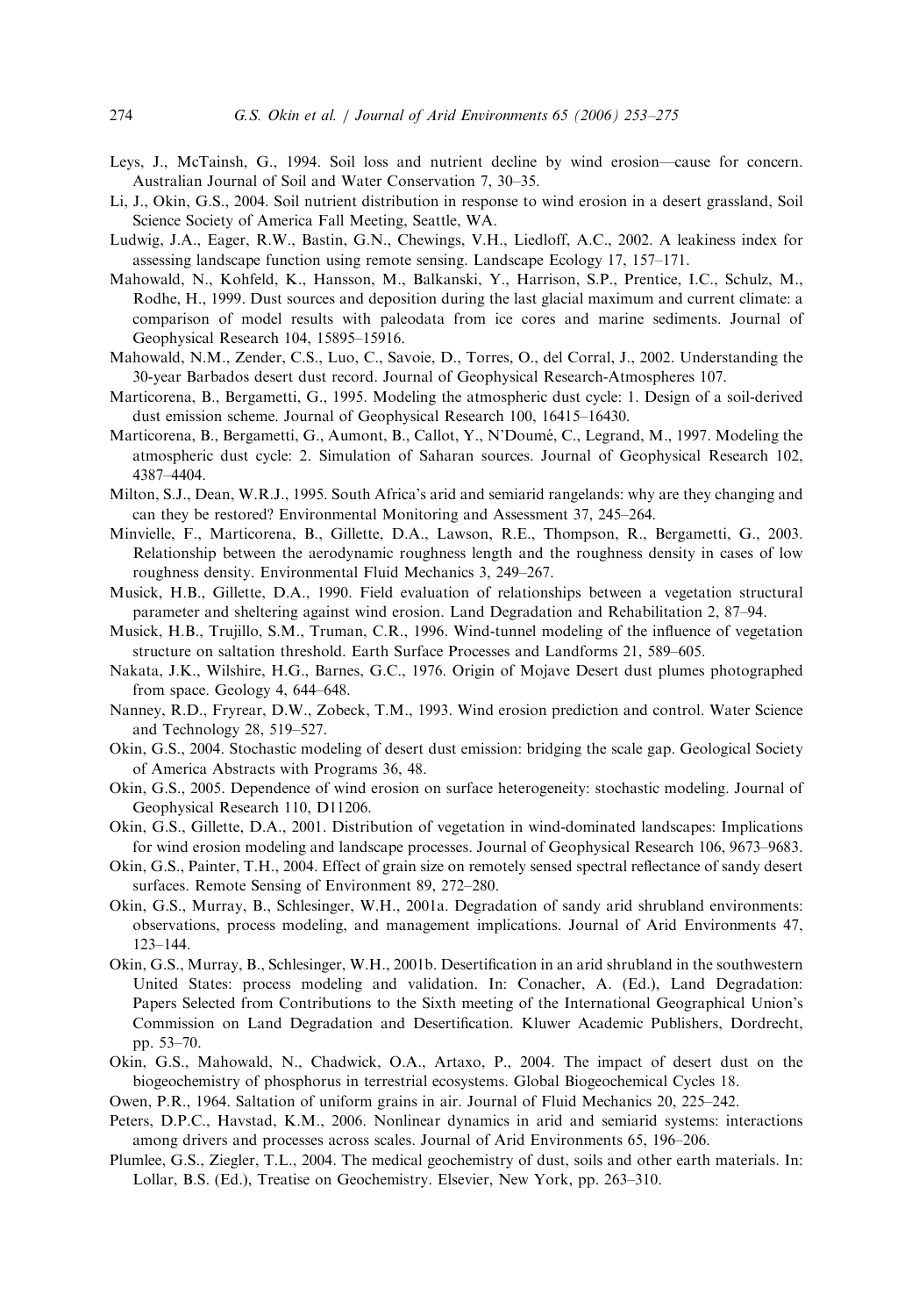Leys, J., McTainsh, G., 1994. Soil loss and nutrient decline by wind erosion—cause for concern. Australian Journal of Soil and Water Conservation 7, 30–35.

Li, J., Okin, G.S., 2004. Soil nutrient distribution in response to wind erosion in a desert grassland, Soil Science Society of America Fall Meeting, Seattle, WA.

Ludwig, J.A., Eager, R.W., Bastin, G.N., Chewings, V.H., Liedloff, A.C., 2002. A leakiness index for assessing landscape function using remote sensing. Landscape Ecology 17, 157–171.

Mahowald, N., Kohfeld, K., Hansson, M., Balkanski, Y., Harrison, S.P., Prentice, I.C., Schulz, M., Rodhe, H., 1999. Dust sources and deposition during the last glacial maximum and current climate: a comparison of model results with paleodata from ice cores and marine sediments. Journal of Geophysical Research 104, 15895–15916.

Mahowald, N.M., Zender, C.S., Luo, C., Savoie, D., Torres, O., del Corral, J., 2002. Understanding the 30-year Barbados desert dust record. Journal of Geophysical Research-Atmospheres 107.

Marticorena, B., Bergametti, G., 1995. Modeling the atmospheric dust cycle: 1. Design of a soil-derived dust emission scheme. Journal of Geophysical Research 100, 16415–16430.

Marticorena, B., Bergametti, G., Aumont, B., Callot, Y., N'Doumé, C., Legrand, M., 1997. Modeling the atmospheric dust cycle: 2. Simulation of Saharan sources. Journal of Geophysical Research 102, 4387–4404.

Milton, S.J., Dean, W.R.J., 1995. South Africa's arid and semiarid rangelands: why are they changing and can they be restored? Environmental Monitoring and Assessment 37, 245–264.

Minvielle, F., Marticorena, B., Gillette, D.A., Lawson, R.E., Thompson, R., Bergametti, G., 2003. Relationship between the aerodynamic roughness length and the roughness density in cases of low roughness density. Environmental Fluid Mechanics 3, 249–267.

Musick, H.B., Gillette, D.A., 1990. Field evaluation of relationships between a vegetation structural parameter and sheltering against wind erosion. Land Degradation and Rehabilitation 2, 87–94.

Musick, H.B., Trujillo, S.M., Truman, C.R., 1996. Wind-tunnel modeling of the influence of vegetation structure on saltation threshold. Earth Surface Processes and Landforms 21, 589–605.

Nakata, J.K., Wilshire, H.G., Barnes, G.C., 1976. Origin of Mojave Desert dust plumes photographed from space. Geology 4, 644–648.

Nanney, R.D., Fryrear, D.W., Zobeck, T.M., 1993. Wind erosion prediction and control. Water Science and Technology 28, 519–527.

Okin, G.S., 2004. Stochastic modeling of desert dust emission: bridging the scale gap. Geological Society of America Abstracts with Programs 36, 48.

Okin, G.S., 2005. Dependence of wind erosion on surface heterogeneity: stochastic modeling. Journal of Geophysical Research 110, D11206.

Okin, G.S., Gillette, D.A., 2001. Distribution of vegetation in wind-dominated landscapes: Implications for wind erosion modeling and landscape processes. Journal of Geophysical Research 106, 9673–9683.

Okin, G.S., Painter, T.H., 2004. Effect of grain size on remotely sensed spectral reflectance of sandy desert surfaces. Remote Sensing of Environment 89, 272–280.

Okin, G.S., Murray, B., Schlesinger, W.H., 2001a. Degradation of sandy arid shrubland environments: observations, process modeling, and management implications. Journal of Arid Environments 47, 123–144.

Okin, G.S., Murray, B., Schlesinger, W.H., 2001b. Desertification in an arid shrubland in the southwestern United States: process modeling and validation. In: Conacher, A. (Ed.), Land Degradation: Papers Selected from Contributions to the Sixth meeting of the International Geographical Union's Commission on Land Degradation and Desertification. Kluwer Academic Publishers, Dordrecht, pp. 53–70.

Okin, G.S., Mahowald, N., Chadwick, O.A., Artaxo, P., 2004. The impact of desert dust on the biogeochemistry of phosphorus in terrestrial ecosystems. Global Biogeochemical Cycles 18.

Owen, P.R., 1964. Saltation of uniform grains in air. Journal of Fluid Mechanics 20, 225–242.

Peters, D.P.C., Havstad, K.M., 2006. Nonlinear dynamics in arid and semiarid systems: interactions among drivers and processes across scales. Journal of Arid Environments 65, 196–206.

Plumlee, G.S., Ziegler, T.L., 2004. The medical geochemistry of dust, soils and other earth materials. In: Lollar, B.S. (Ed.), Treatise on Geochemistry. Elsevier, New York, pp. 263–310.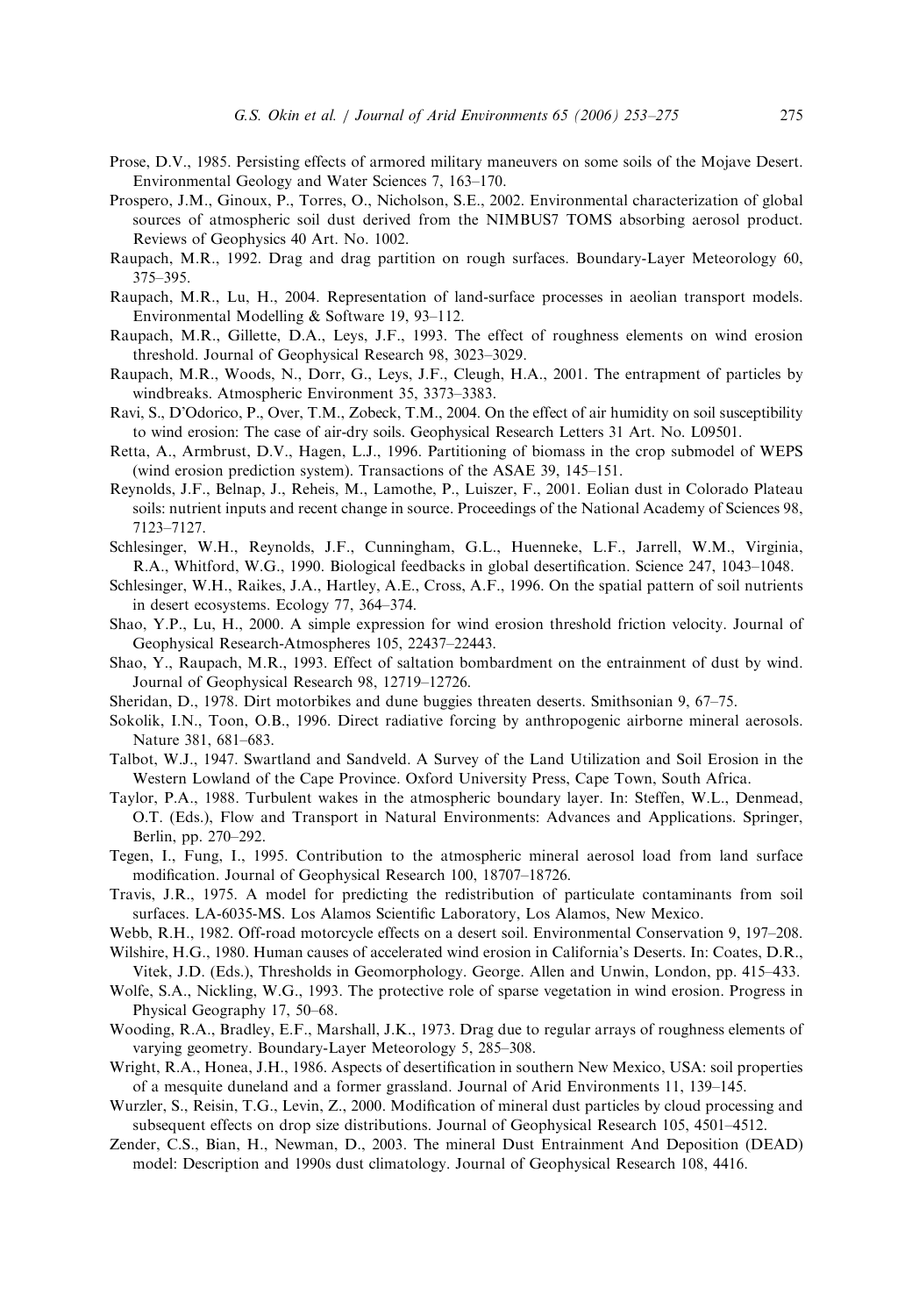Prose, D.V., 1985. Persisting effects of armored military maneuvers on some soils of the Mojave Desert. Environmental Geology and Water Sciences 7, 163–170.

Prospero, J.M., Ginoux, P., Torres, O., Nicholson, S.E., 2002. Environmental characterization of global sources of atmospheric soil dust derived from the NIMBUS7 TOMS absorbing aerosol product. Reviews of Geophysics 40 Art. No. 1002.

Raupach, M.R., 1992. Drag and drag partition on rough surfaces. Boundary-Layer Meteorology 60, 375–395.

Raupach, M.R., Lu, H., 2004. Representation of land-surface processes in aeolian transport models. Environmental Modelling & Software 19, 93–112.

Raupach, M.R., Gillette, D.A., Leys, J.F., 1993. The effect of roughness elements on wind erosion threshold. Journal of Geophysical Research 98, 3023–3029.

Raupach, M.R., Woods, N., Dorr, G., Leys, J.F., Cleugh, H.A., 2001. The entrapment of particles by windbreaks. Atmospheric Environment 35, 3373–3383.

Ravi, S., D'Odorico, P., Over, T.M., Zobeck, T.M., 2004. On the effect of air humidity on soil susceptibility to wind erosion: The case of air-dry soils. Geophysical Research Letters 31 Art. No. L09501.

Retta, A., Armbrust, D.V., Hagen, L.J., 1996. Partitioning of biomass in the crop submodel of WEPS (wind erosion prediction system). Transactions of the ASAE 39, 145–151.

Reynolds, J.F., Belnap, J., Reheis, M., Lamothe, P., Luiszer, F., 2001. Eolian dust in Colorado Plateau soils: nutrient inputs and recent change in source. Proceedings of the National Academy of Sciences 98, 7123–7127.

Schlesinger, W.H., Reynolds, J.F., Cunningham, G.L., Huenneke, L.F., Jarrell, W.M., Virginia, R.A., Whitford, W.G., 1990. Biological feedbacks in global desertification. Science 247, 1043–1048.

Schlesinger, W.H., Raikes, J.A., Hartley, A.E., Cross, A.F., 1996. On the spatial pattern of soil nutrients in desert ecosystems. Ecology 77, 364–374.

Shao, Y.P., Lu, H., 2000. A simple expression for wind erosion threshold friction velocity. Journal of Geophysical Research-Atmospheres 105, 22437–22443.

Shao, Y., Raupach, M.R., 1993. Effect of saltation bombardment on the entrainment of dust by wind. Journal of Geophysical Research 98, 12719–12726.

Sheridan, D., 1978. Dirt motorbikes and dune buggies threaten deserts. Smithsonian 9, 67–75.

Sokolik, I.N., Toon, O.B., 1996. Direct radiative forcing by anthropogenic airborne mineral aerosols. Nature 381, 681–683.

Talbot, W.J., 1947. Swartland and Sandveld. A Survey of the Land Utilization and Soil Erosion in the Western Lowland of the Cape Province. Oxford University Press, Cape Town, South Africa.

Taylor, P.A., 1988. Turbulent wakes in the atmospheric boundary layer. In: Steffen, W.L., Denmead, O.T. (Eds.), Flow and Transport in Natural Environments: Advances and Applications. Springer, Berlin, pp. 270–292.

Tegen, I., Fung, I., 1995. Contribution to the atmospheric mineral aerosol load from land surface modification. Journal of Geophysical Research 100, 18707–18726.

Travis, J.R., 1975. A model for predicting the redistribution of particulate contaminants from soil surfaces. LA-6035-MS. Los Alamos Scientific Laboratory, Los Alamos, New Mexico.

Webb, R.H., 1982. Off-road motorcycle effects on a desert soil. Environmental Conservation 9, 197–208.

Wilshire, H.G., 1980. Human causes of accelerated wind erosion in California's Deserts. In: Coates, D.R., Vitek, J.D. (Eds.), Thresholds in Geomorphology. George. Allen and Unwin, London, pp. 415–433.

Wolfe, S.A., Nickling, W.G., 1993. The protective role of sparse vegetation in wind erosion. Progress in Physical Geography 17, 50–68.

Wooding, R.A., Bradley, E.F., Marshall, J.K., 1973. Drag due to regular arrays of roughness elements of varying geometry. Boundary-Layer Meteorology 5, 285–308.

Wright, R.A., Honea, J.H., 1986. Aspects of desertification in southern New Mexico, USA: soil properties of a mesquite duneland and a former grassland. Journal of Arid Environments 11, 139–145.

Wurzler, S., Reisin, T.G., Levin, Z., 2000. Modification of mineral dust particles by cloud processing and subsequent effects on drop size distributions. Journal of Geophysical Research 105, 4501–4512.

Zender, C.S., Bian, H., Newman, D., 2003. The mineral Dust Entrainment And Deposition (DEAD) model: Description and 1990s dust climatology. Journal of Geophysical Research 108, 4416.